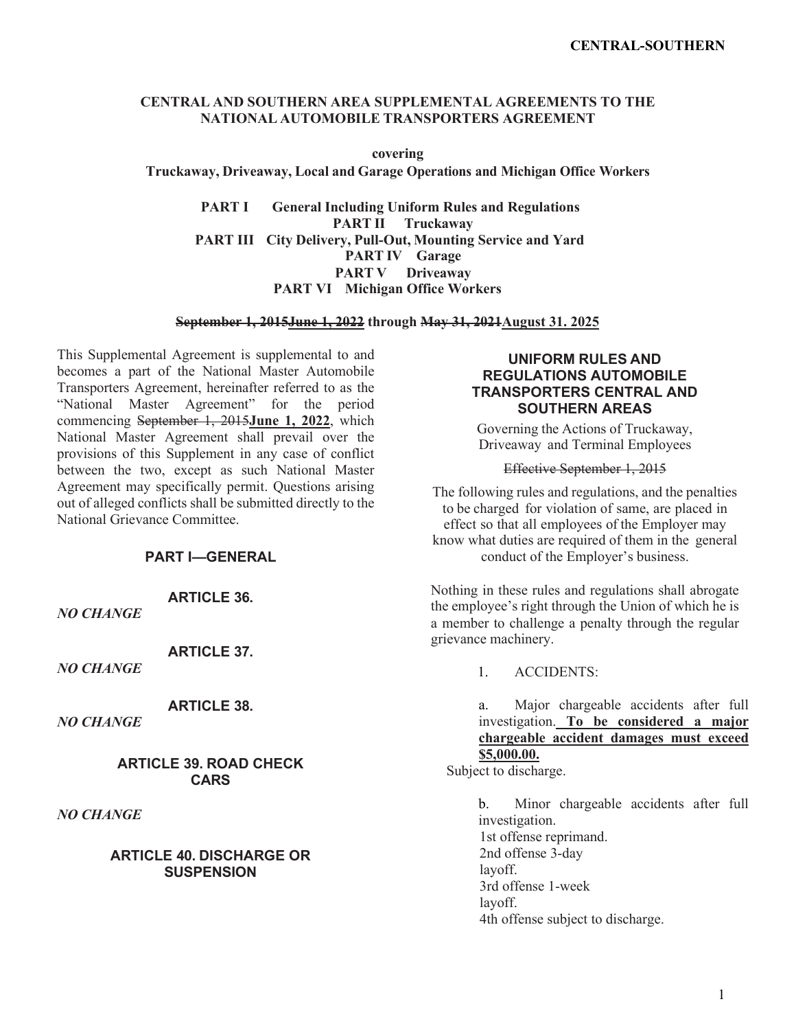# CENTRAL AND SOUTHERN AREA SUPPLEMENTAL AGREEMENTS TO THE NATIONAL AUTOMOBILE TRANSPORTERS AGREEMENT

**covering**

**Truckaway, Driveaway, Local and Garage Operations and Michigan Office Workers**

**PART I General Including Uniform Rules and Regulations**
**PART II Truckaway**
**PART III City Delivery, Pull-Out, Mounting Service and Yard**
**PART IV Garage**
**PART V Driveaway**
**PART VI Michigan Office Workers**

**~~September 1, 2015~~<u>June 1, 2022</u> through ~~May 31, 2021~~<u>August 31. 2025</u>**

This Supplemental Agreement is supplemental to and becomes a part of the National Master Automobile Transporters Agreement, hereinafter referred to as the "National Master Agreement" for the period commencing ~~September 1, 2015~~**June 1, 2022**, which National Master Agreement shall prevail over the provisions of this Supplement in any case of conflict between the two, except as such National Master Agreement may specifically permit. Questions arising out of alleged conflicts shall be submitted directly to the National Grievance Committee.

## PART I—GENERAL

### ARTICLE 36.

*NO CHANGE*

### ARTICLE 37.

*NO CHANGE*

### ARTICLE 38.

*NO CHANGE*

### ARTICLE 39. ROAD CHECK CARS

*NO CHANGE*

### ARTICLE 40. DISCHARGE OR SUSPENSION

## UNIFORM RULES AND REGULATIONS AUTOMOBILE TRANSPORTERS CENTRAL AND SOUTHERN AREAS

Governing the Actions of Truckaway, Driveaway and Terminal Employees

~~Effective September 1, 2015~~

The following rules and regulations, and the penalties to be charged for violation of same, are placed in effect so that all employees of the Employer may know what duties are required of them in the general conduct of the Employer's business.

Nothing in these rules and regulations shall abrogate the employee's right through the Union of which he is a member to challenge a penalty through the regular grievance machinery.

1. ACCIDENTS:

a. Major chargeable accidents after full investigation. **<u>To be considered a major chargeable accident damages must exceed $5,000.00.</u>**
Subject to discharge.

b. Minor chargeable accidents after full investigation.
1st offense reprimand.
2nd offense 3-day layoff.
3rd offense 1-week layoff.
4th offense subject to discharge.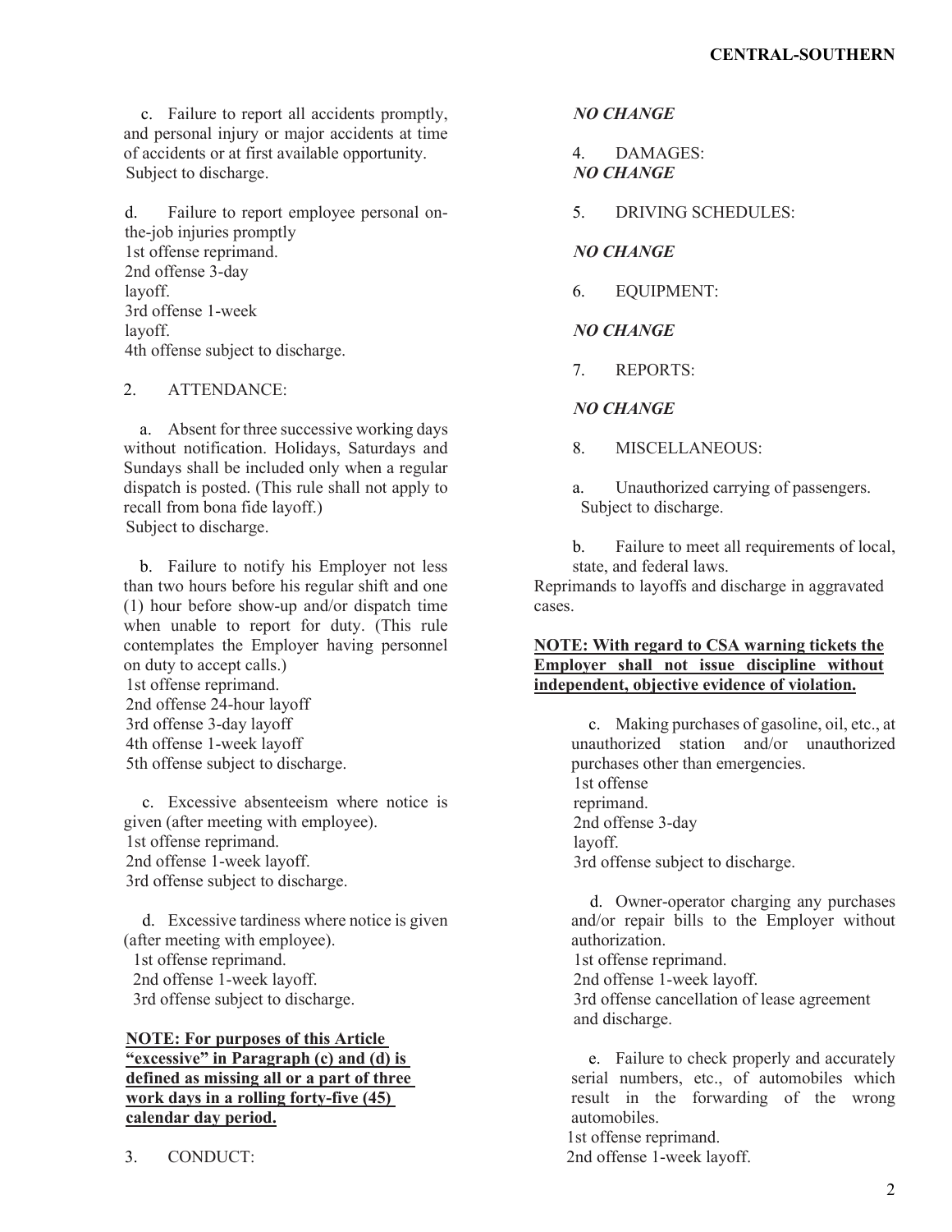c. Failure to report all accidents promptly, and personal injury or major accidents at time of accidents or at first available opportunity.
Subject to discharge.

d. Failure to report employee personal on-the-job injuries promptly
1st offense reprimand.
2nd offense 3-day layoff.
3rd offense 1-week layoff.
4th offense subject to discharge.

2. ATTENDANCE:

a. Absent for three successive working days without notification. Holidays, Saturdays and Sundays shall be included only when a regular dispatch is posted. (This rule shall not apply to recall from bona fide layoff.)
Subject to discharge.

b. Failure to notify his Employer not less than two hours before his regular shift and one (1) hour before show-up and/or dispatch time when unable to report for duty. (This rule contemplates the Employer having personnel on duty to accept calls.)
1st offense reprimand.
2nd offense 24-hour layoff
3rd offense 3-day layoff
4th offense 1-week layoff
5th offense subject to discharge.

c. Excessive absenteeism where notice is given (after meeting with employee).
1st offense reprimand.
2nd offense 1-week layoff.
3rd offense subject to discharge.

d. Excessive tardiness where notice is given (after meeting with employee).
1st offense reprimand.
2nd offense 1-week layoff.
3rd offense subject to discharge.

**NOTE: For purposes of this Article "excessive" in Paragraph (c) and (d) is defined as missing all or a part of three work days in a rolling forty-five (45) calendar day period.**

3. CONDUCT:

***NO CHANGE***

4. DAMAGES:
***NO CHANGE***

5. DRIVING SCHEDULES:

***NO CHANGE***

6. EQUIPMENT:

***NO CHANGE***

7. REPORTS:

***NO CHANGE***

8. MISCELLANEOUS:

a. Unauthorized carrying of passengers.
Subject to discharge.

b. Failure to meet all requirements of local, state, and federal laws.
Reprimands to layoffs and discharge in aggravated cases.

**NOTE: With regard to CSA warning tickets the Employer shall not issue discipline without independent, objective evidence of violation.**

c. Making purchases of gasoline, oil, etc., at unauthorized station and/or unauthorized purchases other than emergencies.
1st offense reprimand.
2nd offense 3-day layoff.
3rd offense subject to discharge.

d. Owner-operator charging any purchases and/or repair bills to the Employer without authorization.
1st offense reprimand.
2nd offense 1-week layoff.
3rd offense cancellation of lease agreement and discharge.

e. Failure to check properly and accurately serial numbers, etc., of automobiles which result in the forwarding of the wrong automobiles.
1st offense reprimand.
2nd offense 1-week layoff.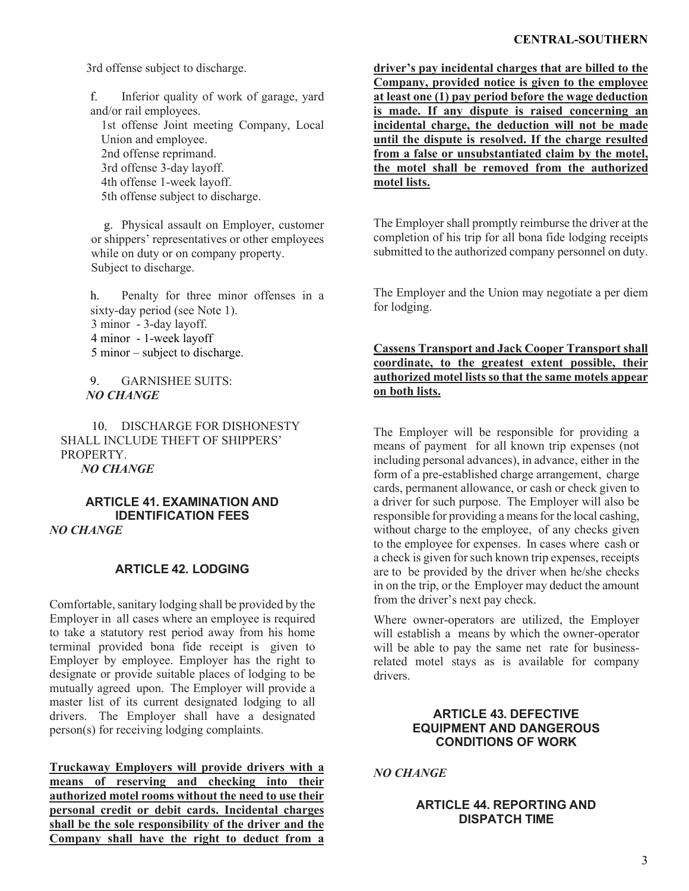3rd offense subject to discharge.

f. Inferior quality of work of garage, yard and/or rail employees.

1st offense Joint meeting Company, Local Union and employee.
2nd offense reprimand.
3rd offense 3-day layoff.
4th offense 1-week layoff.
5th offense subject to discharge.

g. Physical assault on Employer, customer or shippers' representatives or other employees while on duty or on company property.
Subject to discharge.

h. Penalty for three minor offenses in a sixty-day period (see Note 1).
3 minor - 3-day layoff.
4 minor - 1-week layoff
5 minor – subject to discharge.

9. GARNISHEE SUITS:
*NO CHANGE*

10. DISCHARGE FOR DISHONESTY SHALL INCLUDE THEFT OF SHIPPERS' PROPERTY.
*NO CHANGE*

## ARTICLE 41. EXAMINATION AND IDENTIFICATION FEES

*NO CHANGE*

## ARTICLE 42. LODGING

Comfortable, sanitary lodging shall be provided by the Employer in all cases where an employee is required to take a statutory rest period away from his home terminal provided bona fide receipt is given to Employer by employee. Employer has the right to designate or provide suitable places of lodging to be mutually agreed upon. The Employer will provide a master list of its current designated lodging to all drivers. The Employer shall have a designated person(s) for receiving lodging complaints.

**Truckaway Employers will provide drivers with a means of reserving and checking into their authorized motel rooms without the need to use their personal credit or debit cards. Incidental charges shall be the sole responsibility of the driver and the Company shall have the right to deduct from a driver's pay incidental charges that are billed to the Company, provided notice is given to the employee at least one (1) pay period before the wage deduction is made. If any dispute is raised concerning an incidental charge, the deduction will not be made until the dispute is resolved. If the charge resulted from a false or unsubstantiated claim by the motel, the motel shall be removed from the authorized motel lists.**

The Employer shall promptly reimburse the driver at the completion of his trip for all bona fide lodging receipts submitted to the authorized company personnel on duty.

The Employer and the Union may negotiate a per diem for lodging.

**Cassens Transport and Jack Cooper Transport shall coordinate, to the greatest extent possible, their authorized motel lists so that the same motels appear on both lists.**

The Employer will be responsible for providing a means of payment for all known trip expenses (not including personal advances), in advance, either in the form of a pre-established charge arrangement, charge cards, permanent allowance, or cash or check given to a driver for such purpose. The Employer will also be responsible for providing a means for the local cashing, without charge to the employee, of any checks given to the employee for expenses. In cases where cash or a check is given for such known trip expenses, receipts are to be provided by the driver when he/she checks in on the trip, or the Employer may deduct the amount from the driver's next pay check.

Where owner-operators are utilized, the Employer will establish a means by which the owner-operator will be able to pay the same net rate for business-related motel stays as is available for company drivers.

## ARTICLE 43. DEFECTIVE EQUIPMENT AND DANGEROUS CONDITIONS OF WORK

*NO CHANGE*

## ARTICLE 44. REPORTING AND DISPATCH TIME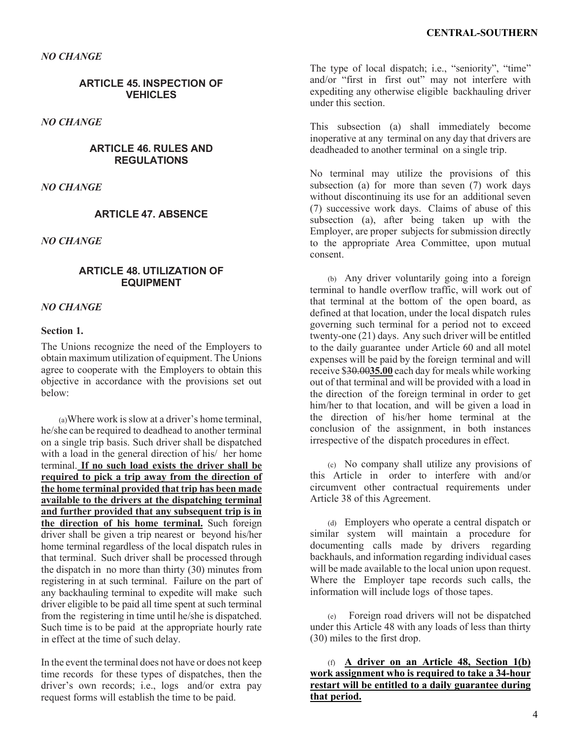*NO CHANGE*

### ARTICLE 45. INSPECTION OF VEHICLES

*NO CHANGE*

### ARTICLE 46. RULES AND REGULATIONS

*NO CHANGE*

### ARTICLE 47. ABSENCE

*NO CHANGE*

### ARTICLE 48. UTILIZATION OF EQUIPMENT

*NO CHANGE*

**Section 1.**

The Unions recognize the need of the Employers to obtain maximum utilization of equipment. The Unions agree to cooperate with the Employers to obtain this objective in accordance with the provisions set out below:

(a) Where work is slow at a driver's home terminal, he/she can be required to deadhead to another terminal on a single trip basis. Such driver shall be dispatched with a load in the general direction of his/ her home terminal. **<u>If no such load exists the driver shall be required to pick a trip away from the direction of the home terminal provided that trip has been made available to the drivers at the dispatching terminal and further provided that any subsequent trip is in the direction of his home terminal.</u>** Such foreign driver shall be given a trip nearest or beyond his/her home terminal regardless of the local dispatch rules in that terminal. Such driver shall be processed through the dispatch in no more than thirty (30) minutes from registering in at such terminal. Failure on the part of any backhauling terminal to expedite will make such driver eligible to be paid all time spent at such terminal from the registering in time until he/she is dispatched. Such time is to be paid at the appropriate hourly rate in effect at the time of such delay.

In the event the terminal does not have or does not keep time records for these types of dispatches, then the driver's own records; i.e., logs and/or extra pay request forms will establish the time to be paid.

The type of local dispatch; i.e., "seniority", "time" and/or "first in first out" may not interfere with expediting any otherwise eligible backhauling driver under this section.

This subsection (a) shall immediately become inoperative at any terminal on any day that drivers are deadheaded to another terminal on a single trip.

No terminal may utilize the provisions of this subsection (a) for more than seven (7) work days without discontinuing its use for an additional seven (7) successive work days. Claims of abuse of this subsection (a), after being taken up with the Employer, are proper subjects for submission directly to the appropriate Area Committee, upon mutual consent.

(b) Any driver voluntarily going into a foreign terminal to handle overflow traffic, will work out of that terminal at the bottom of the open board, as defined at that location, under the local dispatch rules governing such terminal for a period not to exceed twenty-one (21) days. Any such driver will be entitled to the daily guarantee under Article 60 and all motel expenses will be paid by the foreign terminal and will receive $~~30.00~~**<u>35.00</u>** each day for meals while working out of that terminal and will be provided with a load in the direction of the foreign terminal in order to get him/her to that location, and will be given a load in the direction of his/her home terminal at the conclusion of the assignment, in both instances irrespective of the dispatch procedures in effect.

(c) No company shall utilize any provisions of this Article in order to interfere with and/or circumvent other contractual requirements under Article 38 of this Agreement.

(d) Employers who operate a central dispatch or similar system will maintain a procedure for documenting calls made by drivers regarding backhauls, and information regarding individual cases will be made available to the local union upon request. Where the Employer tape records such calls, the information will include logs of those tapes.

(e) Foreign road drivers will not be dispatched under this Article 48 with any loads of less than thirty (30) miles to the first drop.

(f) **<u>A driver on an Article 48, Section 1(b) work assignment who is required to take a 34-hour restart will be entitled to a daily guarantee during that period.</u>**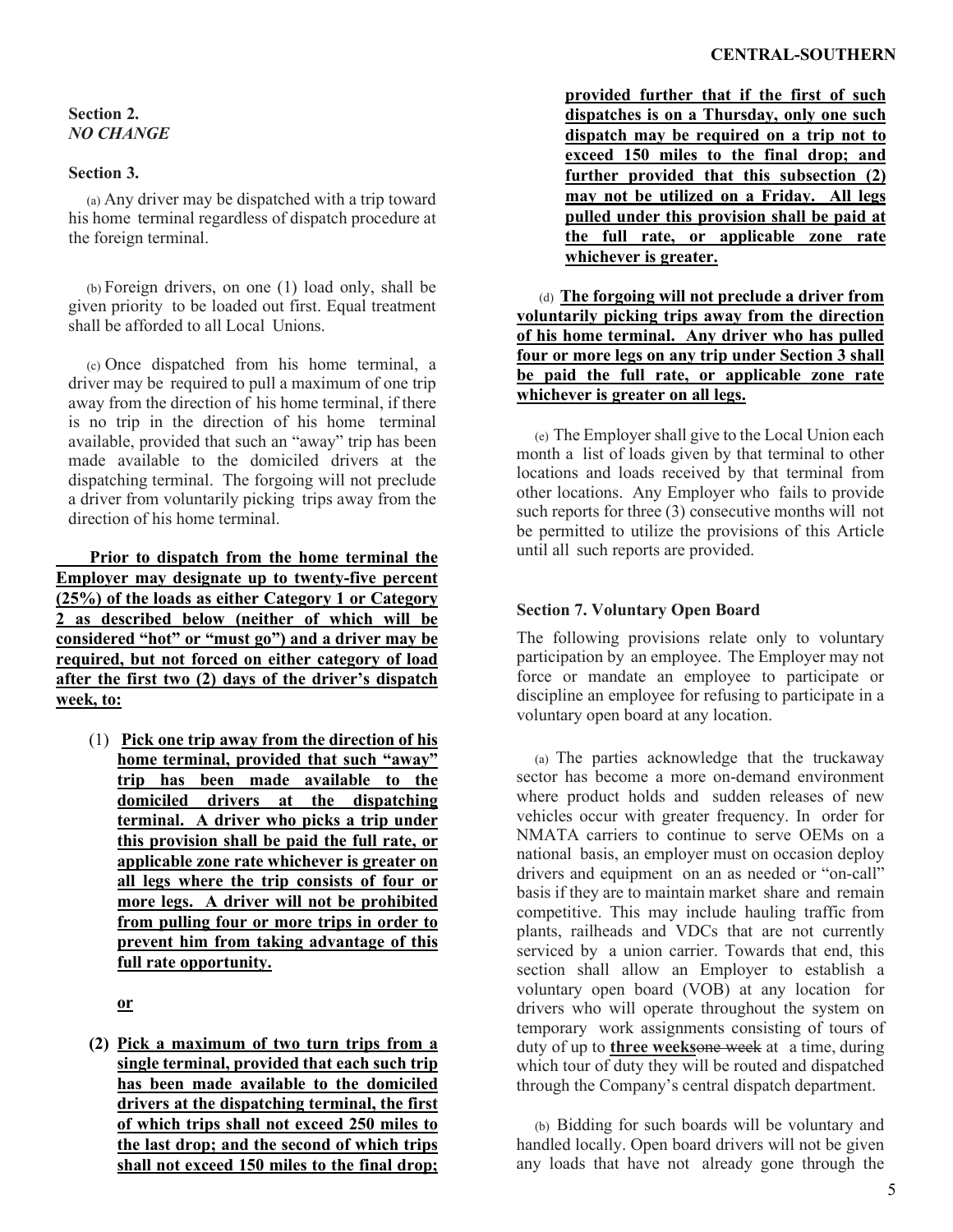**Section 2.**
***NO CHANGE***

**Section 3.**

(a) Any driver may be dispatched with a trip toward his home terminal regardless of dispatch procedure at the foreign terminal.

(b) Foreign drivers, on one (1) load only, shall be given priority to be loaded out first. Equal treatment shall be afforded to all Local Unions.

(c) Once dispatched from his home terminal, a driver may be required to pull a maximum of one trip away from the direction of his home terminal, if there is no trip in the direction of his home terminal available, provided that such an "away" trip has been made available to the domiciled drivers at the dispatching terminal. The forgoing will not preclude a driver from voluntarily picking trips away from the direction of his home terminal.

<u>**Prior to dispatch from the home terminal the Employer may designate up to twenty-five percent (25%) of the loads as either Category 1 or Category 2 as described below (neither of which will be considered "hot" or "must go") and a driver may be required, but not forced on either category of load after the first two (2) days of the driver's dispatch week, to:**</u>

(1) <u>**Pick one trip away from the direction of his home terminal, provided that such "away" trip has been made available to the domiciled drivers at the dispatching terminal. A driver who picks a trip under this provision shall be paid the full rate, or applicable zone rate whichever is greater on all legs where the trip consists of four or more legs. A driver will not be prohibited from pulling four or more trips in order to prevent him from taking advantage of this full rate opportunity.**</u>

<u>**or**</u>

**(2)** <u>**Pick a maximum of two turn trips from a single terminal, provided that each such trip has been made available to the domiciled drivers at the dispatching terminal, the first of which trips shall not exceed 250 miles to the last drop; and the second of which trips shall not exceed 150 miles to the final drop; provided further that if the first of such dispatches is on a Thursday, only one such dispatch may be required on a trip not to exceed 150 miles to the final drop; and further provided that this subsection (2) may not be utilized on a Friday. All legs pulled under this provision shall be paid at the full rate, or applicable zone rate whichever is greater.**</u>

(d) <u>**The forgoing will not preclude a driver from voluntarily picking trips away from the direction of his home terminal. Any driver who has pulled four or more legs on any trip under Section 3 shall be paid the full rate, or applicable zone rate whichever is greater on all legs.**</u>

(e) The Employer shall give to the Local Union each month a list of loads given by that terminal to other locations and loads received by that terminal from other locations. Any Employer who fails to provide such reports for three (3) consecutive months will not be permitted to utilize the provisions of this Article until all such reports are provided.

**Section 7. Voluntary Open Board**

The following provisions relate only to voluntary participation by an employee. The Employer may not force or mandate an employee to participate or discipline an employee for refusing to participate in a voluntary open board at any location.

(a) The parties acknowledge that the truckaway sector has become a more on-demand environment where product holds and sudden releases of new vehicles occur with greater frequency. In order for NMATA carriers to continue to serve OEMs on a national basis, an employer must on occasion deploy drivers and equipment on an as needed or "on-call" basis if they are to maintain market share and remain competitive. This may include hauling traffic from plants, railheads and VDCs that are not currently serviced by a union carrier. Towards that end, this section shall allow an Employer to establish a voluntary open board (VOB) at any location for drivers who will operate throughout the system on temporary work assignments consisting of tours of duty of up to <u>**three weeks**</u>~~one week~~ at a time, during which tour of duty they will be routed and dispatched through the Company's central dispatch department.

(b) Bidding for such boards will be voluntary and handled locally. Open board drivers will not be given any loads that have not already gone through the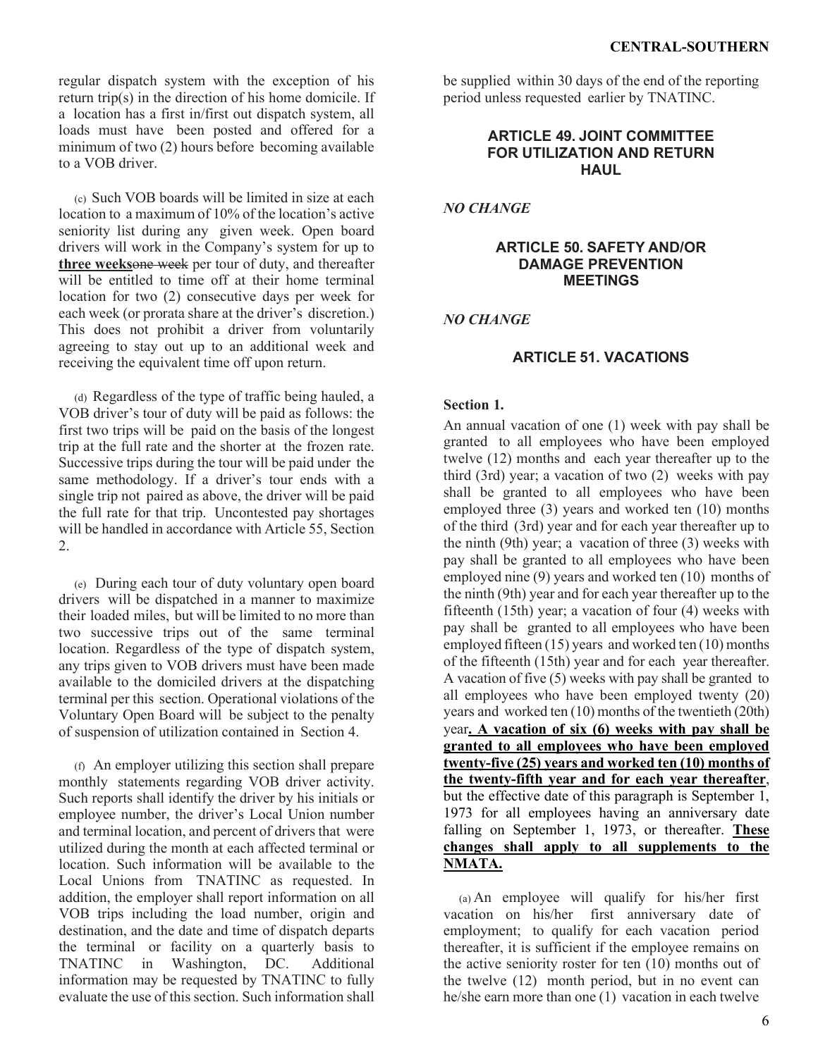regular dispatch system with the exception of his return trip(s) in the direction of his home domicile. If a location has a first in/first out dispatch system, all loads must have been posted and offered for a minimum of two (2) hours before becoming available to a VOB driver.

(c) Such VOB boards will be limited in size at each location to a maximum of 10% of the location's active seniority list during any given week. Open board drivers will work in the Company's system for up to **three weeks**~~one week~~ per tour of duty, and thereafter will be entitled to time off at their home terminal location for two (2) consecutive days per week for each week (or prorata share at the driver's discretion.) This does not prohibit a driver from voluntarily agreeing to stay out up to an additional week and receiving the equivalent time off upon return.

(d) Regardless of the type of traffic being hauled, a VOB driver's tour of duty will be paid as follows: the first two trips will be paid on the basis of the longest trip at the full rate and the shorter at the frozen rate. Successive trips during the tour will be paid under the same methodology. If a driver's tour ends with a single trip not paired as above, the driver will be paid the full rate for that trip. Uncontested pay shortages will be handled in accordance with Article 55, Section 2.

(e) During each tour of duty voluntary open board drivers will be dispatched in a manner to maximize their loaded miles, but will be limited to no more than two successive trips out of the same terminal location. Regardless of the type of dispatch system, any trips given to VOB drivers must have been made available to the domiciled drivers at the dispatching terminal per this section. Operational violations of the Voluntary Open Board will be subject to the penalty of suspension of utilization contained in Section 4.

(f) An employer utilizing this section shall prepare monthly statements regarding VOB driver activity. Such reports shall identify the driver by his initials or employee number, the driver's Local Union number and terminal location, and percent of drivers that were utilized during the month at each affected terminal or location. Such information will be available to the Local Unions from TNATINC as requested. In addition, the employer shall report information on all VOB trips including the load number, origin and destination, and the date and time of dispatch departs the terminal or facility on a quarterly basis to TNATINC in Washington, DC. Additional information may be requested by TNATINC to fully evaluate the use of this section. Such information shall be supplied within 30 days of the end of the reporting period unless requested earlier by TNATINC.

## ARTICLE 49. JOINT COMMITTEE FOR UTILIZATION AND RETURN HAUL

*NO CHANGE*

## ARTICLE 50. SAFETY AND/OR DAMAGE PREVENTION MEETINGS

*NO CHANGE*

## ARTICLE 51. VACATIONS

**Section 1.**

An annual vacation of one (1) week with pay shall be granted to all employees who have been employed twelve (12) months and each year thereafter up to the third (3rd) year; a vacation of two (2) weeks with pay shall be granted to all employees who have been employed three (3) years and worked ten (10) months of the third (3rd) year and for each year thereafter up to the ninth (9th) year; a vacation of three (3) weeks with pay shall be granted to all employees who have been employed nine (9) years and worked ten (10) months of the ninth (9th) year and for each year thereafter up to the fifteenth (15th) year; a vacation of four (4) weeks with pay shall be granted to all employees who have been employed fifteen (15) years and worked ten (10) months of the fifteenth (15th) year and for each year thereafter. A vacation of five (5) weeks with pay shall be granted to all employees who have been employed twenty (20) years and worked ten (10) months of the twentieth (20th) year**. A vacation of six (6) weeks with pay shall be granted to all employees who have been employed twenty-five (25) years and worked ten (10) months of the twenty-fifth year and for each year thereafter**, but the effective date of this paragraph is September 1, 1973 for all employees having an anniversary date falling on September 1, 1973, or thereafter. **These changes shall apply to all supplements to the NMATA.**

(a) An employee will qualify for his/her first vacation on his/her first anniversary date of employment; to qualify for each vacation period thereafter, it is sufficient if the employee remains on the active seniority roster for ten (10) months out of the twelve (12) month period, but in no event can he/she earn more than one (1) vacation in each twelve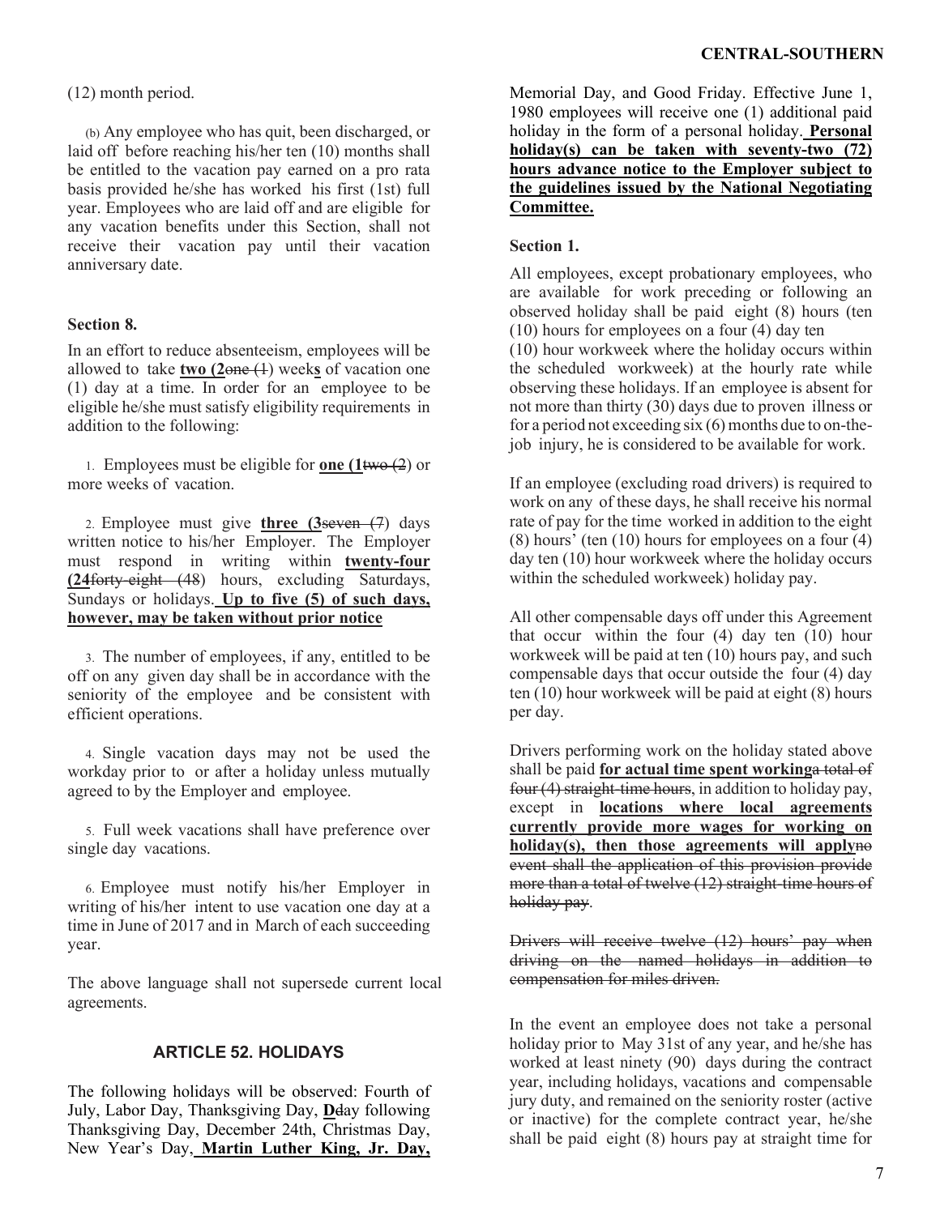(12) month period.

(b) Any employee who has quit, been discharged, or laid off before reaching his/her ten (10) months shall be entitled to the vacation pay earned on a pro rata basis provided he/she has worked his first (1st) full year. Employees who are laid off and are eligible for any vacation benefits under this Section, shall not receive their vacation pay until their vacation anniversary date.

### Section 8.

In an effort to reduce absenteeism, employees will be allowed to take **two (2**~~one (1~~) week**s** of vacation one (1) day at a time. In order for an employee to be eligible he/she must satisfy eligibility requirements in addition to the following:

1. Employees must be eligible for **one (1**~~two (2~~) or more weeks of vacation.

2. Employee must give **three (3**~~seven (7~~) days written notice to his/her Employer. The Employer must respond in writing within **twenty-four (24**~~forty-eight (48~~) hours, excluding Saturdays, Sundays or holidays. **Up to five (5) of such days, however, may be taken without prior notice**

3. The number of employees, if any, entitled to be off on any given day shall be in accordance with the seniority of the employee and be consistent with efficient operations.

4. Single vacation days may not be used the workday prior to or after a holiday unless mutually agreed to by the Employer and employee.

5. Full week vacations shall have preference over single day vacations.

6. Employee must notify his/her Employer in writing of his/her intent to use vacation one day at a time in June of 2017 and in March of each succeeding year.

The above language shall not supersede current local agreements.

## ARTICLE 52. HOLIDAYS

The following holidays will be observed: Fourth of July, Labor Day, Thanksgiving Day, **D**~~d~~ay following Thanksgiving Day, December 24th, Christmas Day, New Year's Day, **Martin Luther King, Jr. Day,** Memorial Day, and Good Friday. Effective June 1, 1980 employees will receive one (1) additional paid holiday in the form of a personal holiday. **Personal holiday(s) can be taken with seventy-two (72) hours advance notice to the Employer subject to the guidelines issued by the National Negotiating Committee.**

### Section 1.

All employees, except probationary employees, who are available for work preceding or following an observed holiday shall be paid eight (8) hours (ten (10) hours for employees on a four (4) day ten (10) hour workweek where the holiday occurs within the scheduled workweek) at the hourly rate while observing these holidays. If an employee is absent for not more than thirty (30) days due to proven illness or for a period not exceeding six (6) months due to on-the-job injury, he is considered to be available for work.

If an employee (excluding road drivers) is required to work on any of these days, he shall receive his normal rate of pay for the time worked in addition to the eight (8) hours' (ten (10) hours for employees on a four (4) day ten (10) hour workweek where the holiday occurs within the scheduled workweek) holiday pay.

All other compensable days off under this Agreement that occur within the four (4) day ten (10) hour workweek will be paid at ten (10) hours pay, and such compensable days that occur outside the four (4) day ten (10) hour workweek will be paid at eight (8) hours per day.

Drivers performing work on the holiday stated above shall be paid **for actual time spent working**~~a total of four (4) straight-time hours~~, in addition to holiday pay, except in **locations where local agreements currently provide more wages for working on holiday(s), then those agreements will apply**~~no event shall the application of this provision provide more than a total of twelve (12) straight-time hours of holiday pay~~.

~~Drivers will receive twelve (12) hours' pay when driving on the named holidays in addition to compensation for miles driven.~~

In the event an employee does not take a personal holiday prior to May 31st of any year, and he/she has worked at least ninety (90) days during the contract year, including holidays, vacations and compensable jury duty, and remained on the seniority roster (active or inactive) for the complete contract year, he/she shall be paid eight (8) hours pay at straight time for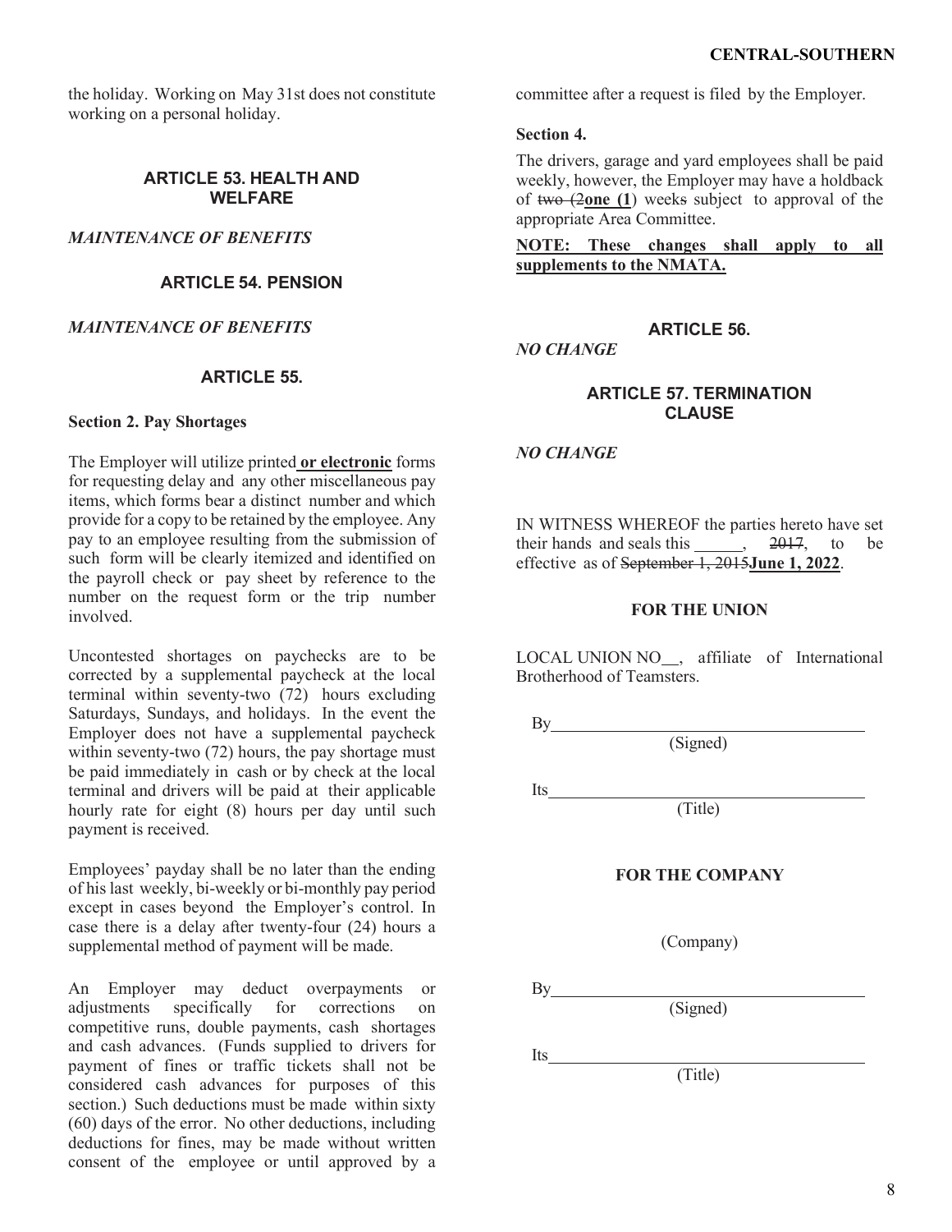the holiday. Working on May 31st does not constitute working on a personal holiday.

## ARTICLE 53. HEALTH AND WELFARE

*MAINTENANCE OF BENEFITS*

## ARTICLE 54. PENSION

*MAINTENANCE OF BENEFITS*

## ARTICLE 55.

**Section 2. Pay Shortages**

The Employer will utilize printed **or electronic** forms for requesting delay and any other miscellaneous pay items, which forms bear a distinct number and which provide for a copy to be retained by the employee. Any pay to an employee resulting from the submission of such form will be clearly itemized and identified on the payroll check or pay sheet by reference to the number on the request form or the trip number involved.

Uncontested shortages on paychecks are to be corrected by a supplemental paycheck at the local terminal within seventy-two (72) hours excluding Saturdays, Sundays, and holidays. In the event the Employer does not have a supplemental paycheck within seventy-two (72) hours, the pay shortage must be paid immediately in cash or by check at the local terminal and drivers will be paid at their applicable hourly rate for eight (8) hours per day until such payment is received.

Employees' payday shall be no later than the ending of his last weekly, bi-weekly or bi-monthly pay period except in cases beyond the Employer's control. In case there is a delay after twenty-four (24) hours a supplemental method of payment will be made.

An Employer may deduct overpayments or adjustments specifically for corrections on competitive runs, double payments, cash shortages and cash advances. (Funds supplied to drivers for payment of fines or traffic tickets shall not be considered cash advances for purposes of this section.) Such deductions must be made within sixty (60) days of the error. No other deductions, including deductions for fines, may be made without written consent of the employee or until approved by a committee after a request is filed by the Employer.

**Section 4.**

The drivers, garage and yard employees shall be paid weekly, however, the Employer may have a holdback of ~~two (2~~**one (1**) week~~s~~ subject to approval of the appropriate Area Committee.

**NOTE: These changes shall apply to all supplements to the NMATA.**

## ARTICLE 56.

*NO CHANGE*

## ARTICLE 57. TERMINATION CLAUSE

*NO CHANGE*

IN WITNESS WHEREOF the parties hereto have set their hands and seals this ______, ~~2017~~, to be effective as of ~~September 1, 2015~~**June 1, 2022**.

**FOR THE UNION**

LOCAL UNION NO__, affiliate of International Brotherhood of Teamsters.

By______________________________
(Signed)

Its______________________________
(Title)

**FOR THE COMPANY**

(Company)

By______________________________
(Signed)

Its______________________________
(Title)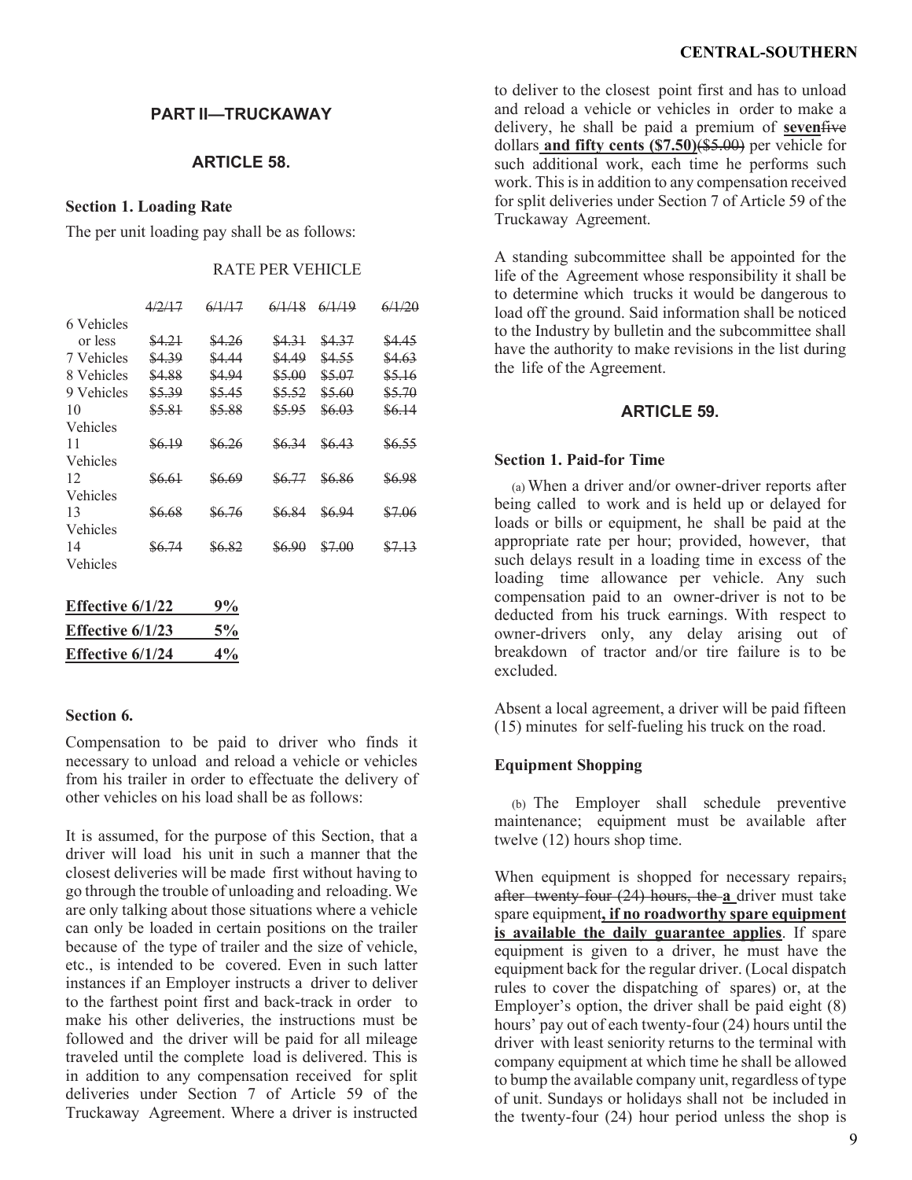## PART II—TRUCKAWAY

### ARTICLE 58.

**Section 1. Loading Rate**

The per unit loading pay shall be as follows:

RATE PER VEHICLE

| | ~~4/2/17~~ | ~~6/1/17~~ | ~~6/1/18~~ | ~~6/1/19~~ | ~~6/1/20~~ |
|---|---|---|---|---|---|
| 6 Vehicles or less | ~~$4.21~~ | ~~$4.26~~ | ~~$4.31~~ | ~~$4.37~~ | ~~$4.45~~ |
| 7 Vehicles | ~~$4.39~~ | ~~$4.44~~ | ~~$4.49~~ | ~~$4.55~~ | ~~$4.63~~ |
| 8 Vehicles | ~~$4.88~~ | ~~$4.94~~ | ~~$5.00~~ | ~~$5.07~~ | ~~$5.16~~ |
| 9 Vehicles | ~~$5.39~~ | ~~$5.45~~ | ~~$5.52~~ | ~~$5.60~~ | ~~$5.70~~ |
| 10 Vehicles | ~~$5.81~~ | ~~$5.88~~ | ~~$5.95~~ | ~~$6.03~~ | ~~$6.14~~ |
| 11 Vehicles | ~~$6.19~~ | ~~$6.26~~ | ~~$6.34~~ | ~~$6.43~~ | ~~$6.55~~ |
| 12 Vehicles | ~~$6.61~~ | ~~$6.69~~ | ~~$6.77~~ | ~~$6.86~~ | ~~$6.98~~ |
| 13 Vehicles | ~~$6.68~~ | ~~$6.76~~ | ~~$6.84~~ | ~~$6.94~~ | ~~$7.06~~ |
| 14 Vehicles | ~~$6.74~~ | ~~$6.82~~ | ~~$6.90~~ | ~~$7.00~~ | ~~$7.13~~ |

| | |
|---|---|
| **Effective 6/1/22** | **9%** |
| **Effective 6/1/23** | **5%** |
| **Effective 6/1/24** | **4%** |

**Section 6.**

Compensation to be paid to driver who finds it necessary to unload and reload a vehicle or vehicles from his trailer in order to effectuate the delivery of other vehicles on his load shall be as follows:

It is assumed, for the purpose of this Section, that a driver will load his unit in such a manner that the closest deliveries will be made first without having to go through the trouble of unloading and reloading. We are only talking about those situations where a vehicle can only be loaded in certain positions on the trailer because of the type of trailer and the size of vehicle, etc., is intended to be covered. Even in such latter instances if an Employer instructs a driver to deliver to the farthest point first and back-track in order to make his other deliveries, the instructions must be followed and the driver will be paid for all mileage traveled until the complete load is delivered. This is in addition to any compensation received for split deliveries under Section 7 of Article 59 of the Truckaway Agreement. Where a driver is instructed to deliver to the closest point first and has to unload and reload a vehicle or vehicles in order to make a delivery, he shall be paid a premium of **seven**~~five~~ dollars **and fifty cents ($7.50)**~~($5.00)~~ per vehicle for such additional work, each time he performs such work. This is in addition to any compensation received for split deliveries under Section 7 of Article 59 of the Truckaway Agreement.

A standing subcommittee shall be appointed for the life of the Agreement whose responsibility it shall be to determine which trucks it would be dangerous to load off the ground. Said information shall be noticed to the Industry by bulletin and the subcommittee shall have the authority to make revisions in the list during the life of the Agreement.

### ARTICLE 59.

**Section 1. Paid-for Time**

(a) When a driver and/or owner-driver reports after being called to work and is held up or delayed for loads or bills or equipment, he shall be paid at the appropriate rate per hour; provided, however, that such delays result in a loading time in excess of the loading time allowance per vehicle. Any such compensation paid to an owner-driver is not to be deducted from his truck earnings. With respect to owner-drivers only, any delay arising out of breakdown of tractor and/or tire failure is to be excluded.

Absent a local agreement, a driver will be paid fifteen (15) minutes for self-fueling his truck on the road.

**Equipment Shopping**

(b) The Employer shall schedule preventive maintenance; equipment must be available after twelve (12) hours shop time.

When equipment is shopped for necessary repairs~~, after twenty-four (24) hours, the~~ **a** driver must take spare equipment**, if no roadworthy spare equipment is available the daily guarantee applies**. If spare equipment is given to a driver, he must have the equipment back for the regular driver. (Local dispatch rules to cover the dispatching of spares) or, at the Employer's option, the driver shall be paid eight (8) hours' pay out of each twenty-four (24) hours until the driver with least seniority returns to the terminal with company equipment at which time he shall be allowed to bump the available company unit, regardless of type of unit. Sundays or holidays shall not be included in the twenty-four (24) hour period unless the shop is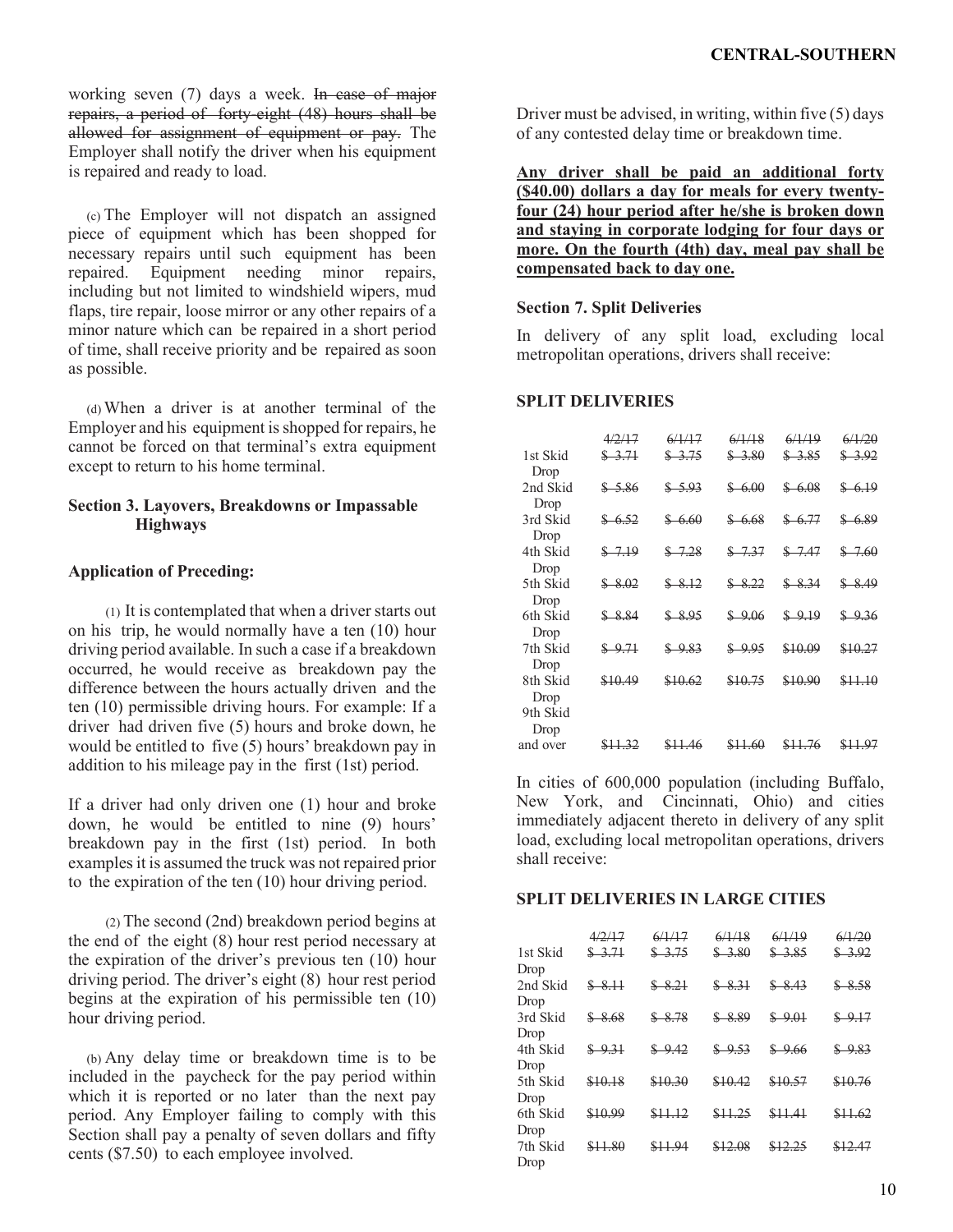working seven (7) days a week. ~~In case of major repairs, a period of forty-eight (48) hours shall be allowed for assignment of equipment or pay.~~ The Employer shall notify the driver when his equipment is repaired and ready to load.

(c) The Employer will not dispatch an assigned piece of equipment which has been shopped for necessary repairs until such equipment has been repaired. Equipment needing minor repairs, including but not limited to windshield wipers, mud flaps, tire repair, loose mirror or any other repairs of a minor nature which can be repaired in a short period of time, shall receive priority and be repaired as soon as possible.

(d) When a driver is at another terminal of the Employer and his equipment is shopped for repairs, he cannot be forced on that terminal's extra equipment except to return to his home terminal.

### Section 3. Layovers, Breakdowns or Impassable Highways

**Application of Preceding:**

(1) It is contemplated that when a driver starts out on his trip, he would normally have a ten (10) hour driving period available. In such a case if a breakdown occurred, he would receive as breakdown pay the difference between the hours actually driven and the ten (10) permissible driving hours. For example: If a driver had driven five (5) hours and broke down, he would be entitled to five (5) hours' breakdown pay in addition to his mileage pay in the first (1st) period.

If a driver had only driven one (1) hour and broke down, he would be entitled to nine (9) hours' breakdown pay in the first (1st) period. In both examples it is assumed the truck was not repaired prior to the expiration of the ten (10) hour driving period.

(2) The second (2nd) breakdown period begins at the end of the eight (8) hour rest period necessary at the expiration of the driver's previous ten (10) hour driving period. The driver's eight (8) hour rest period begins at the expiration of his permissible ten (10) hour driving period.

(b) Any delay time or breakdown time is to be included in the paycheck for the pay period within which it is reported or no later than the next pay period. Any Employer failing to comply with this Section shall pay a penalty of seven dollars and fifty cents ($7.50) to each employee involved.

Driver must be advised, in writing, within five (5) days of any contested delay time or breakdown time.

<u>**Any driver shall be paid an additional forty ($40.00) dollars a day for meals for every twenty-four (24) hour period after he/she is broken down and staying in corporate lodging for four days or more. On the fourth (4th) day, meal pay shall be compensated back to day one.**</u>

### Section 7. Split Deliveries

In delivery of any split load, excluding local metropolitan operations, drivers shall receive:

**SPLIT DELIVERIES**

| | ~~4/2/17~~ | ~~6/1/17~~ | ~~6/1/18~~ | ~~6/1/19~~ | ~~6/1/20~~ |
|---|---|---|---|---|---|
| 1st Skid Drop | ~~$ 3.71~~ | ~~$ 3.75~~ | ~~$ 3.80~~ | ~~$ 3.85~~ | ~~$ 3.92~~ |
| 2nd Skid Drop | ~~$ 5.86~~ | ~~$ 5.93~~ | ~~$ 6.00~~ | ~~$ 6.08~~ | ~~$ 6.19~~ |
| 3rd Skid Drop | ~~$ 6.52~~ | ~~$ 6.60~~ | ~~$ 6.68~~ | ~~$ 6.77~~ | ~~$ 6.89~~ |
| 4th Skid Drop | ~~$ 7.19~~ | ~~$ 7.28~~ | ~~$ 7.37~~ | ~~$ 7.47~~ | ~~$ 7.60~~ |
| 5th Skid Drop | ~~$ 8.02~~ | ~~$ 8.12~~ | ~~$ 8.22~~ | ~~$ 8.34~~ | ~~$ 8.49~~ |
| 6th Skid Drop | ~~$ 8.84~~ | ~~$ 8.95~~ | ~~$ 9.06~~ | ~~$ 9.19~~ | ~~$ 9.36~~ |
| 7th Skid Drop | ~~$ 9.71~~ | ~~$ 9.83~~ | ~~$ 9.95~~ | ~~$10.09~~ | ~~$10.27~~ |
| 8th Skid Drop | ~~$10.49~~ | ~~$10.62~~ | ~~$10.75~~ | ~~$10.90~~ | ~~$11.10~~ |
| 9th Skid Drop and over | ~~$11.32~~ | ~~$11.46~~ | ~~$11.60~~ | ~~$11.76~~ | ~~$11.97~~ |

In cities of 600,000 population (including Buffalo, New York, and Cincinnati, Ohio) and cities immediately adjacent thereto in delivery of any split load, excluding local metropolitan operations, drivers shall receive:

**SPLIT DELIVERIES IN LARGE CITIES**

| | ~~4/2/17~~ | ~~6/1/17~~ | ~~6/1/18~~ | ~~6/1/19~~ | ~~6/1/20~~ |
|---|---|---|---|---|---|
| 1st Skid Drop | ~~$ 3.71~~ | ~~$ 3.75~~ | ~~$ 3.80~~ | ~~$ 3.85~~ | ~~$ 3.92~~ |
| 2nd Skid Drop | ~~$ 8.11~~ | ~~$ 8.21~~ | ~~$ 8.31~~ | ~~$ 8.43~~ | ~~$ 8.58~~ |
| 3rd Skid Drop | ~~$ 8.68~~ | ~~$ 8.78~~ | ~~$ 8.89~~ | ~~$ 9.01~~ | ~~$ 9.17~~ |
| 4th Skid Drop | ~~$ 9.31~~ | ~~$ 9.42~~ | ~~$ 9.53~~ | ~~$ 9.66~~ | ~~$ 9.83~~ |
| 5th Skid Drop | ~~$10.18~~ | ~~$10.30~~ | ~~$10.42~~ | ~~$10.57~~ | ~~$10.76~~ |
| 6th Skid Drop | ~~$10.99~~ | ~~$11.12~~ | ~~$11.25~~ | ~~$11.41~~ | ~~$11.62~~ |
| 7th Skid Drop | ~~$11.80~~ | ~~$11.94~~ | ~~$12.08~~ | ~~$12.25~~ | ~~$12.47~~ |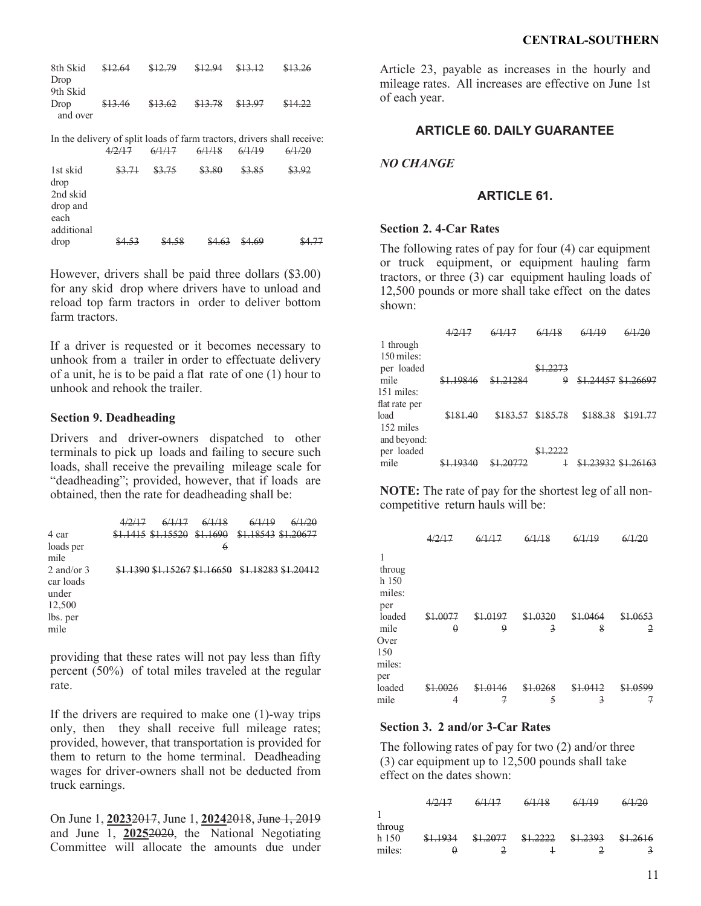| 8th Skid Drop | ~~$12.64~~ | ~~$12.79~~ | ~~$12.94~~ | ~~$13.12~~ | ~~$13.26~~ |
|---|---|---|---|---|---|
| 9th Skid Drop and over | ~~$13.46~~ | ~~$13.62~~ | ~~$13.78~~ | ~~$13.97~~ | ~~$14.22~~ |

In the delivery of split loads of farm tractors, drivers shall receive:

| | ~~4/2/17~~ | ~~6/1/17~~ | ~~6/1/18~~ | ~~6/1/19~~ | ~~6/1/20~~ |
|---|---|---|---|---|---|
| 1st skid drop | ~~$3.71~~ | ~~$3.75~~ | ~~$3.80~~ | ~~$3.85~~ | ~~$3.92~~ |
| 2nd skid drop and each additional drop | ~~$4.53~~ | ~~$4.58~~ | ~~$4.63~~ | ~~$4.69~~ | ~~$4.77~~ |

However, drivers shall be paid three dollars ($3.00) for any skid drop where drivers have to unload and reload top farm tractors in order to deliver bottom farm tractors.

If a driver is requested or it becomes necessary to unhook from a trailer in order to effectuate delivery of a unit, he is to be paid a flat rate of one (1) hour to unhook and rehook the trailer.

**Section 9. Deadheading**

Drivers and driver-owners dispatched to other terminals to pick up loads and failing to secure such loads, shall receive the prevailing mileage scale for "deadheading"; provided, however, that if loads are obtained, then the rate for deadheading shall be:

| | ~~4/2/17~~ | ~~6/1/17~~ | ~~6/1/18~~ | ~~6/1/19~~ | ~~6/1/20~~ |
|---|---|---|---|---|---|
| 4 car loads per mile | ~~$1.1415~~ | ~~$1.15520~~ | ~~$1.16906~~ | ~~$1.18543~~ | ~~$1.20677~~ |
| 2 and/or 3 car loads under 12,500 lbs. per mile | ~~$1.1390~~ | ~~$1.15267~~ | ~~$1.16650~~ | ~~$1.18283~~ | ~~$1.20412~~ |

providing that these rates will not pay less than fifty percent (50%) of total miles traveled at the regular rate.

If the drivers are required to make one (1)-way trips only, then they shall receive full mileage rates; provided, however, that transportation is provided for them to return to the home terminal. Deadheading wages for driver-owners shall not be deducted from truck earnings.

On June 1, **2023**~~2017~~, June 1, **2024**~~2018~~, ~~June 1, 2019~~ and June 1, **2025**~~2020~~, the National Negotiating Committee will allocate the amounts due under Article 23, payable as increases in the hourly and mileage rates. All increases are effective on June 1st of each year.

## ARTICLE 60. DAILY GUARANTEE

*NO CHANGE*

## ARTICLE 61.

**Section 2. 4-Car Rates**

The following rates of pay for four (4) car equipment or truck equipment, or equipment hauling farm tractors, or three (3) car equipment hauling loads of 12,500 pounds or more shall take effect on the dates shown:

| | ~~4/2/17~~ | ~~6/1/17~~ | ~~6/1/18~~ | ~~6/1/19~~ | ~~6/1/20~~ |
|---|---|---|---|---|---|
| 1 through 150 miles: per loaded mile | ~~$1.19846~~ | ~~$1.21284~~ | ~~$1.22739~~ | ~~$1.24457~~ | ~~$1.26697~~ |
| 151 miles: flat rate per load | ~~$181.40~~ | ~~$183.57~~ | ~~$185.78~~ | ~~$188.38~~ | ~~$191.77~~ |
| 152 miles and beyond: per loaded mile | ~~$1.19340~~ | ~~$1.20772~~ | ~~$1.22221~~ | ~~$1.23932~~ | ~~$1.26163~~ |

**NOTE:** The rate of pay for the shortest leg of all non-competitive return hauls will be:

| | ~~4/2/17~~ | ~~6/1/17~~ | ~~6/1/18~~ | ~~6/1/19~~ | ~~6/1/20~~ |
|---|---|---|---|---|---|
| 1 through 150 miles: per loaded mile | ~~$1.00770~~ | ~~$1.01979~~ | ~~$1.03203~~ | ~~$1.04648~~ | ~~$1.06532~~ |
| Over 150 miles: per loaded mile | ~~$1.00264~~ | ~~$1.01467~~ | ~~$1.02685~~ | ~~$1.04123~~ | ~~$1.05997~~ |

**Section 3. 2 and/or 3-Car Rates**

The following rates of pay for two (2) and/or three (3) car equipment up to 12,500 pounds shall take effect on the dates shown:

| | ~~4/2/17~~ | ~~6/1/17~~ | ~~6/1/18~~ | ~~6/1/19~~ | ~~6/1/20~~ |
|---|---|---|---|---|---|
| 1 through 150 miles: | ~~$1.19340~~ | ~~$1.20772~~ | ~~$1.22221~~ | ~~$1.23932~~ | ~~$1.26163~~ |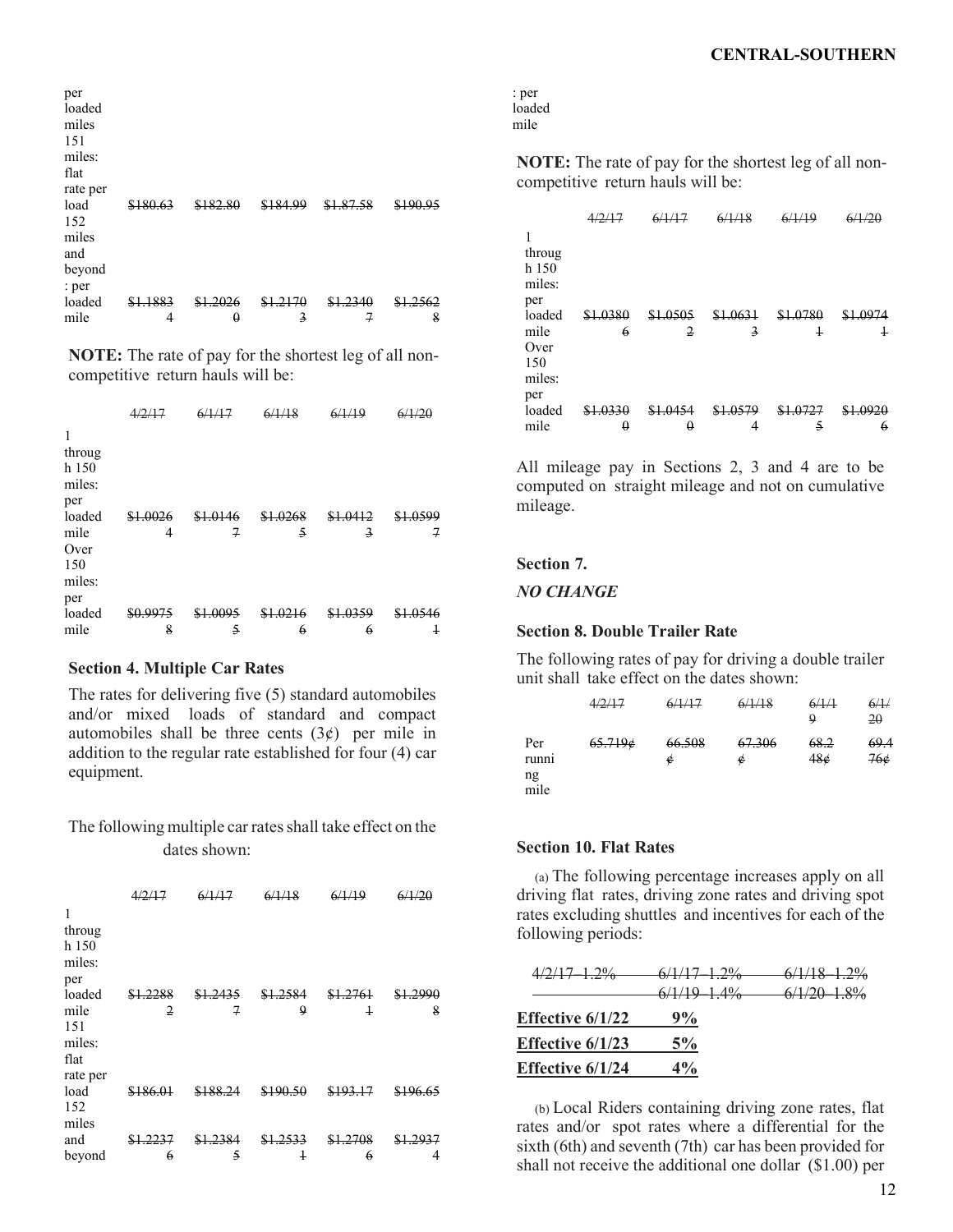| | | | | | |
|---|---|---|---|---|---|
| per loaded miles 151 miles: flat rate per load | ~~$180.63~~ | ~~$182.80~~ | ~~$184.99~~ | ~~$1.87.58~~ | ~~$190.95~~ |
| 152 miles and beyond : per loaded mile | ~~$1.18834~~ | ~~$1.20260~~ | ~~$1.21703~~ | ~~$1.23407~~ | ~~$1.25628~~ |

**NOTE:** The rate of pay for the shortest leg of all non-competitive return hauls will be:

| | ~~4/2/17~~ | ~~6/1/17~~ | ~~6/1/18~~ | ~~6/1/19~~ | ~~6/1/20~~ |
|---|---|---|---|---|---|
| 1 through 150 miles: per loaded mile | ~~$1.00264~~ | ~~$1.01467~~ | ~~$1.02685~~ | ~~$1.04123~~ | ~~$1.05997~~ |
| Over 150 miles: per loaded mile | ~~$0.99758~~ | ~~$1.00955~~ | ~~$1.02166~~ | ~~$1.03596~~ | ~~$1.05461~~ |

### Section 4. Multiple Car Rates

The rates for delivering five (5) standard automobiles and/or mixed loads of standard and compact automobiles shall be three cents (3¢) per mile in addition to the regular rate established for four (4) car equipment.

The following multiple car rates shall take effect on the dates shown:

| | ~~4/2/17~~ | ~~6/1/17~~ | ~~6/1/18~~ | ~~6/1/19~~ | ~~6/1/20~~ |
|---|---|---|---|---|---|
| 1 through 150 miles: per loaded mile | ~~$1.22882~~ | ~~$1.24357~~ | ~~$1.25849~~ | ~~$1.27611~~ | ~~$1.29908~~ |
| 151 miles: flat rate per load | ~~$186.01~~ | ~~$188.24~~ | ~~$190.50~~ | ~~$193.17~~ | ~~$196.65~~ |
| 152 miles and beyond : per loaded mile | ~~$1.22376~~ | ~~$1.23845~~ | ~~$1.25331~~ | ~~$1.27086~~ | ~~$1.29374~~ |

**NOTE:** The rate of pay for the shortest leg of all non-competitive return hauls will be:

| | ~~4/2/17~~ | ~~6/1/17~~ | ~~6/1/18~~ | ~~6/1/19~~ | ~~6/1/20~~ |
|---|---|---|---|---|---|
| 1 through 150 miles: per loaded mile | ~~$1.03806~~ | ~~$1.05052~~ | ~~$1.06313~~ | ~~$1.07801~~ | ~~$1.09741~~ |
| Over 150 miles: per loaded mile | ~~$1.03300~~ | ~~$1.04540~~ | ~~$1.05794~~ | ~~$1.07275~~ | ~~$1.09206~~ |

All mileage pay in Sections 2, 3 and 4 are to be computed on straight mileage and not on cumulative mileage.

### Section 7.

*NO CHANGE*

### Section 8. Double Trailer Rate

The following rates of pay for driving a double trailer unit shall take effect on the dates shown:

| | ~~4/2/17~~ | ~~6/1/17~~ | ~~6/1/18~~ | ~~6/1/19~~ | ~~6/1/20~~ |
|---|---|---|---|---|---|
| Per running mile | ~~65.719¢~~ | ~~66.508¢~~ | ~~67.306¢~~ | ~~68.248¢~~ | ~~69.476¢~~ |

### Section 10. Flat Rates

(a) The following percentage increases apply on all driving flat rates, driving zone rates and driving spot rates excluding shuttles and incentives for each of the following periods:

~~4/2/17 1.2%~~ ~~6/1/17 1.2%~~ ~~6/1/18 1.2%~~
~~6/1/19 1.4%~~ ~~6/1/20 1.8%~~

**Effective 6/1/22 9%**

**Effective 6/1/23 5%**

**Effective 6/1/24 4%**

(b) Local Riders containing driving zone rates, flat rates and/or spot rates where a differential for the sixth (6th) and seventh (7th) car has been provided for shall not receive the additional one dollar ($1.00) per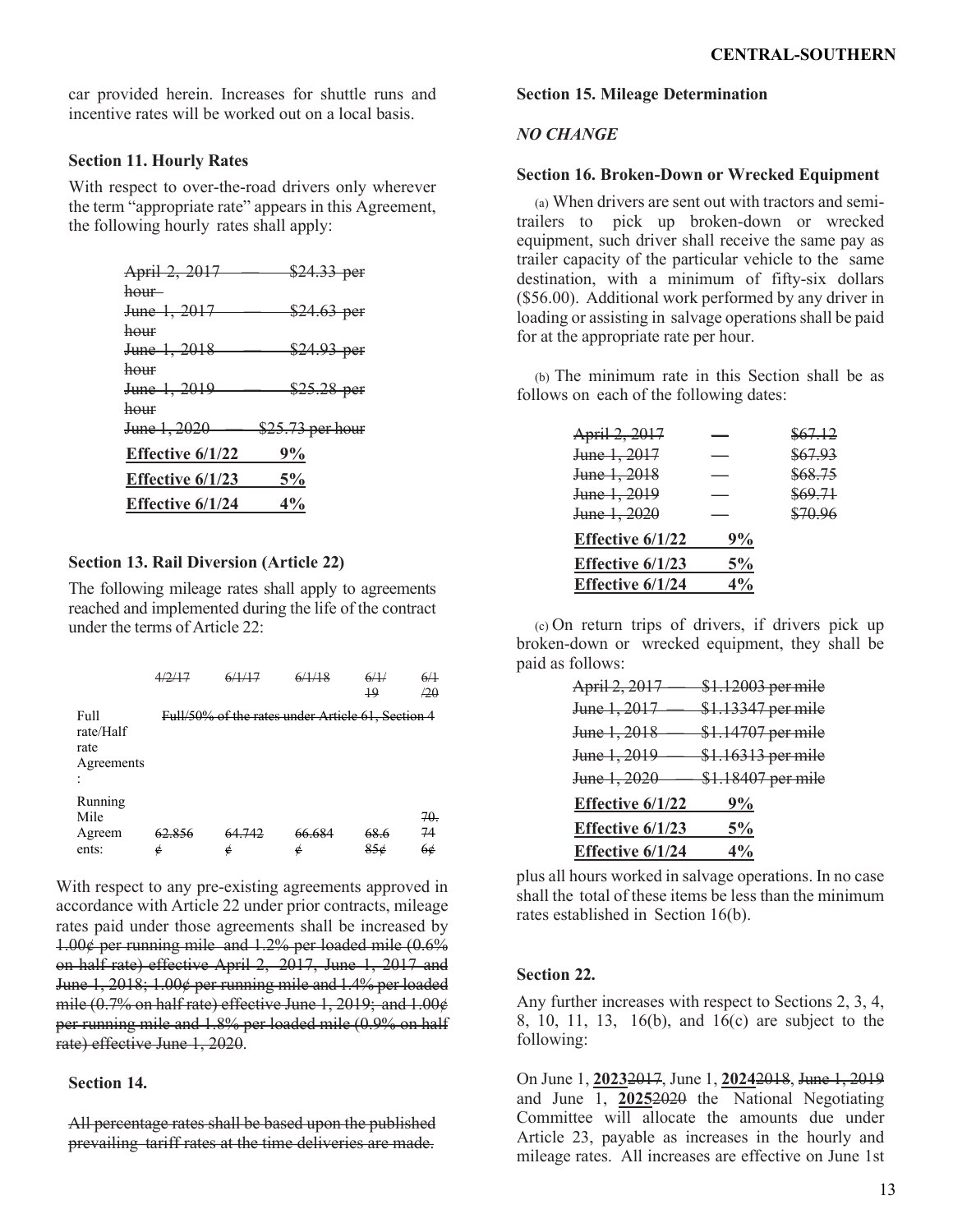car provided herein. Increases for shuttle runs and incentive rates will be worked out on a local basis.

### Section 11. Hourly Rates

With respect to over-the-road drivers only wherever the term "appropriate rate" appears in this Agreement, the following hourly rates shall apply:

~~April 2, 2017 — $24.33 per hour~~
~~June 1, 2017 — $24.63 per hour~~
~~June 1, 2018 — $24.93 per hour~~
~~June 1, 2019 — $25.28 per hour~~
~~June 1, 2020 — $25.73 per hour~~

**Effective 6/1/22 9%**
**Effective 6/1/23 5%**
**Effective 6/1/24 4%**

### Section 13. Rail Diversion (Article 22)

The following mileage rates shall apply to agreements reached and implemented during the life of the contract under the terms of Article 22:

| | ~~4/2/17~~ | ~~6/1/17~~ | ~~6/1/18~~ | ~~6/1/19~~ | ~~6/1/20~~ |
|---|---|---|---|---|---|
| Full rate/Half rate Agreements: | ~~Full/50% of the rates under Article 61, Section 4~~ | | | | |
| Running Mile Agreements: | ~~62.856¢~~ | ~~64.742¢~~ | ~~66.684¢~~ | ~~68.685¢~~ | ~~70.746¢~~ |

With respect to any pre-existing agreements approved in accordance with Article 22 under prior contracts, mileage rates paid under those agreements shall be increased by ~~1.00¢ per running mile and 1.2% per loaded mile (0.6% on half rate) effective April 2, 2017, June 1, 2017 and June 1, 2018; 1.00¢ per running mile and 1.4% per loaded mile (0.7% on half rate) effective June 1, 2019; and 1.00¢ per running mile and 1.8% per loaded mile (0.9% on half rate) effective June 1, 2020~~.

### Section 14.

~~All percentage rates shall be based upon the published prevailing tariff rates at the time deliveries are made.~~

### Section 15. Mileage Determination

*NO CHANGE*

### Section 16. Broken-Down or Wrecked Equipment

(a) When drivers are sent out with tractors and semi-trailers to pick up broken-down or wrecked equipment, such driver shall receive the same pay as trailer capacity of the particular vehicle to the same destination, with a minimum of fifty-six dollars ($56.00). Additional work performed by any driver in loading or assisting in salvage operations shall be paid for at the appropriate rate per hour.

(b) The minimum rate in this Section shall be as follows on each of the following dates:

~~April 2, 2017 — $67.12~~
~~June 1, 2017 — $67.93~~
~~June 1, 2018 — $68.75~~
~~June 1, 2019 — $69.71~~
~~June 1, 2020 — $70.96~~

**Effective 6/1/22 9%**
**Effective 6/1/23 5%**
**Effective 6/1/24 4%**

(c) On return trips of drivers, if drivers pick up broken-down or wrecked equipment, they shall be paid as follows:

~~April 2, 2017 — $1.12003 per mile~~
~~June 1, 2017 — $1.13347 per mile~~
~~June 1, 2018 — $1.14707 per mile~~
~~June 1, 2019 — $1.16313 per mile~~
~~June 1, 2020 — $1.18407 per mile~~

**Effective 6/1/22 9%**
**Effective 6/1/23 5%**
**Effective 6/1/24 4%**

plus all hours worked in salvage operations. In no case shall the total of these items be less than the minimum rates established in Section 16(b).

### Section 22.

Any further increases with respect to Sections 2, 3, 4, 8, 10, 11, 13, 16(b), and 16(c) are subject to the following:

On June 1, **2023**~~2017~~, June 1, **2024**~~2018~~, ~~June 1, 2019~~ and June 1, **2025**~~2020~~ the National Negotiating Committee will allocate the amounts due under Article 23, payable as increases in the hourly and mileage rates. All increases are effective on June 1st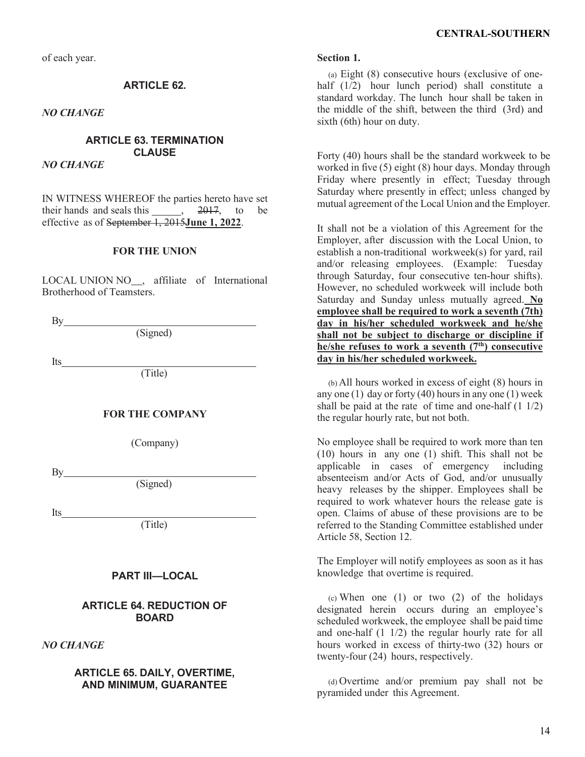of each year.

## ARTICLE 62.

*NO CHANGE*

## ARTICLE 63. TERMINATION CLAUSE

*NO CHANGE*

IN WITNESS WHEREOF the parties hereto have set their hands and seals this ______, ~~2017~~, to be effective as of ~~September 1, 2015~~**June 1, 2022**.

**FOR THE UNION**

LOCAL UNION NO__, affiliate of International Brotherhood of Teamsters.

By______________________________
(Signed)

Its______________________________
(Title)

**FOR THE COMPANY**

(Company)

By______________________________
(Signed)

Its______________________________
(Title)

## PART III—LOCAL

## ARTICLE 64. REDUCTION OF BOARD

*NO CHANGE*

## ARTICLE 65. DAILY, OVERTIME, AND MINIMUM, GUARANTEE

**Section 1.**

(a) Eight (8) consecutive hours (exclusive of one-half (1/2) hour lunch period) shall constitute a standard workday. The lunch hour shall be taken in the middle of the shift, between the third (3rd) and sixth (6th) hour on duty.

Forty (40) hours shall be the standard workweek to be worked in five (5) eight (8) hour days. Monday through Friday where presently in effect; Tuesday through Saturday where presently in effect; unless changed by mutual agreement of the Local Union and the Employer.

It shall not be a violation of this Agreement for the Employer, after discussion with the Local Union, to establish a non-traditional workweek(s) for yard, rail and/or releasing employees. (Example: Tuesday through Saturday, four consecutive ten-hour shifts). However, no scheduled workweek will include both Saturday and Sunday unless mutually agreed. <u>**No employee shall be required to work a seventh (7th) day in his/her scheduled workweek and he/she shall not be subject to discharge or discipline if he/she refuses to work a seventh (7th) consecutive day in his/her scheduled workweek.**</u>

(b) All hours worked in excess of eight (8) hours in any one (1) day or forty (40) hours in any one (1) week shall be paid at the rate of time and one-half (1 1/2) the regular hourly rate, but not both.

No employee shall be required to work more than ten (10) hours in any one (1) shift. This shall not be applicable in cases of emergency including absenteeism and/or Acts of God, and/or unusually heavy releases by the shipper. Employees shall be required to work whatever hours the release gate is open. Claims of abuse of these provisions are to be referred to the Standing Committee established under Article 58, Section 12.

The Employer will notify employees as soon as it has knowledge that overtime is required.

(c) When one (1) or two (2) of the holidays designated herein occurs during an employee's scheduled workweek, the employee shall be paid time and one-half (1 1/2) the regular hourly rate for all hours worked in excess of thirty-two (32) hours or twenty-four (24) hours, respectively.

(d) Overtime and/or premium pay shall not be pyramided under this Agreement.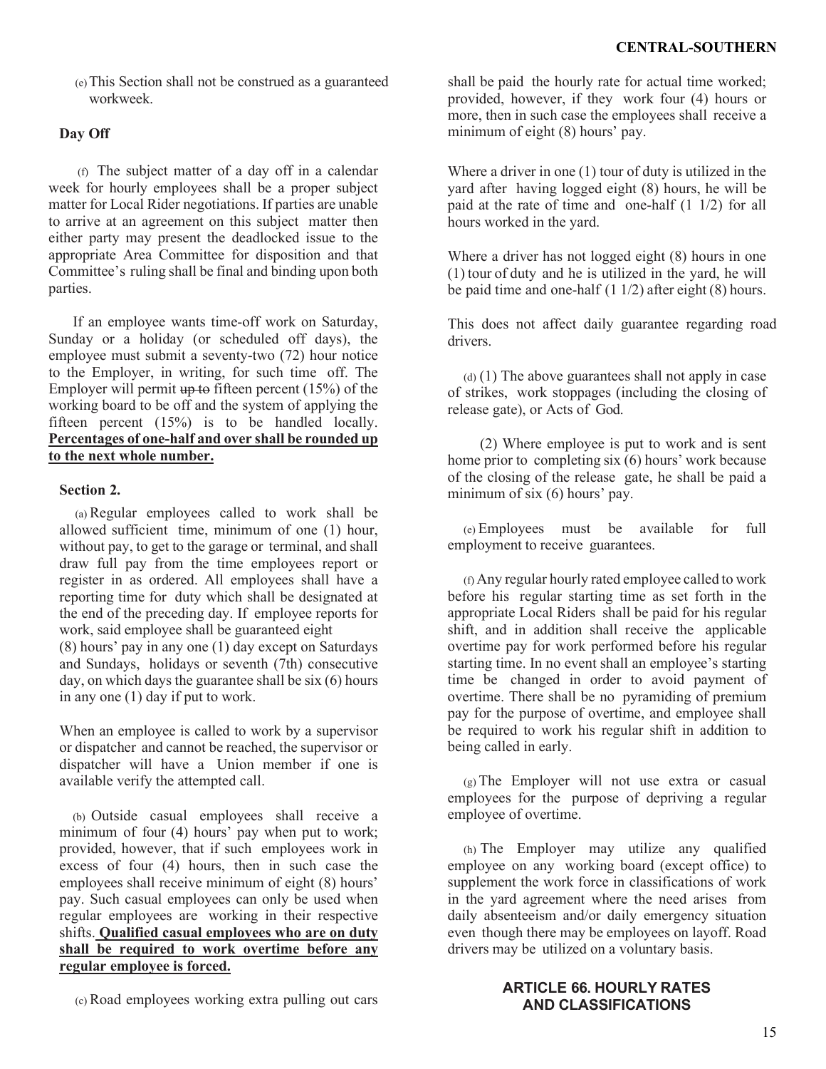(e) This Section shall not be construed as a guaranteed workweek.

### Day Off

(f) The subject matter of a day off in a calendar week for hourly employees shall be a proper subject matter for Local Rider negotiations. If parties are unable to arrive at an agreement on this subject matter then either party may present the deadlocked issue to the appropriate Area Committee for disposition and that Committee's ruling shall be final and binding upon both parties.

If an employee wants time-off work on Saturday, Sunday or a holiday (or scheduled off days), the employee must submit a seventy-two (72) hour notice to the Employer, in writing, for such time off. The Employer will permit ~~up to~~ fifteen percent (15%) of the working board to be off and the system of applying the fifteen percent (15%) is to be handled locally. **Percentages of one-half and over shall be rounded up to the next whole number.**

### Section 2.

(a) Regular employees called to work shall be allowed sufficient time, minimum of one (1) hour, without pay, to get to the garage or terminal, and shall draw full pay from the time employees report or register in as ordered. All employees shall have a reporting time for duty which shall be designated at the end of the preceding day. If employee reports for work, said employee shall be guaranteed eight (8) hours' pay in any one (1) day except on Saturdays and Sundays, holidays or seventh (7th) consecutive day, on which days the guarantee shall be six (6) hours in any one (1) day if put to work.

When an employee is called to work by a supervisor or dispatcher and cannot be reached, the supervisor or dispatcher will have a Union member if one is available verify the attempted call.

(b) Outside casual employees shall receive a minimum of four (4) hours' pay when put to work; provided, however, that if such employees work in excess of four (4) hours, then in such case the employees shall receive minimum of eight (8) hours' pay. Such casual employees can only be used when regular employees are working in their respective shifts. **Qualified casual employees who are on duty shall be required to work overtime before any regular employee is forced.**

(c) Road employees working extra pulling out cars shall be paid the hourly rate for actual time worked; provided, however, if they work four (4) hours or more, then in such case the employees shall receive a minimum of eight (8) hours' pay.

Where a driver in one (1) tour of duty is utilized in the yard after having logged eight (8) hours, he will be paid at the rate of time and one-half (1 1/2) for all hours worked in the yard.

Where a driver has not logged eight (8) hours in one (1) tour of duty and he is utilized in the yard, he will be paid time and one-half (1 1/2) after eight (8) hours.

This does not affect daily guarantee regarding road drivers.

(d) (1) The above guarantees shall not apply in case of strikes, work stoppages (including the closing of release gate), or Acts of God.

(2) Where employee is put to work and is sent home prior to completing six (6) hours' work because of the closing of the release gate, he shall be paid a minimum of six (6) hours' pay.

(e) Employees must be available for full employment to receive guarantees.

(f) Any regular hourly rated employee called to work before his regular starting time as set forth in the appropriate Local Riders shall be paid for his regular shift, and in addition shall receive the applicable overtime pay for work performed before his regular starting time. In no event shall an employee's starting time be changed in order to avoid payment of overtime. There shall be no pyramiding of premium pay for the purpose of overtime, and employee shall be required to work his regular shift in addition to being called in early.

(g) The Employer will not use extra or casual employees for the purpose of depriving a regular employee of overtime.

(h) The Employer may utilize any qualified employee on any working board (except office) to supplement the work force in classifications of work in the yard agreement where the need arises from daily absenteeism and/or daily emergency situation even though there may be employees on layoff. Road drivers may be utilized on a voluntary basis.

## ARTICLE 66. HOURLY RATES AND CLASSIFICATIONS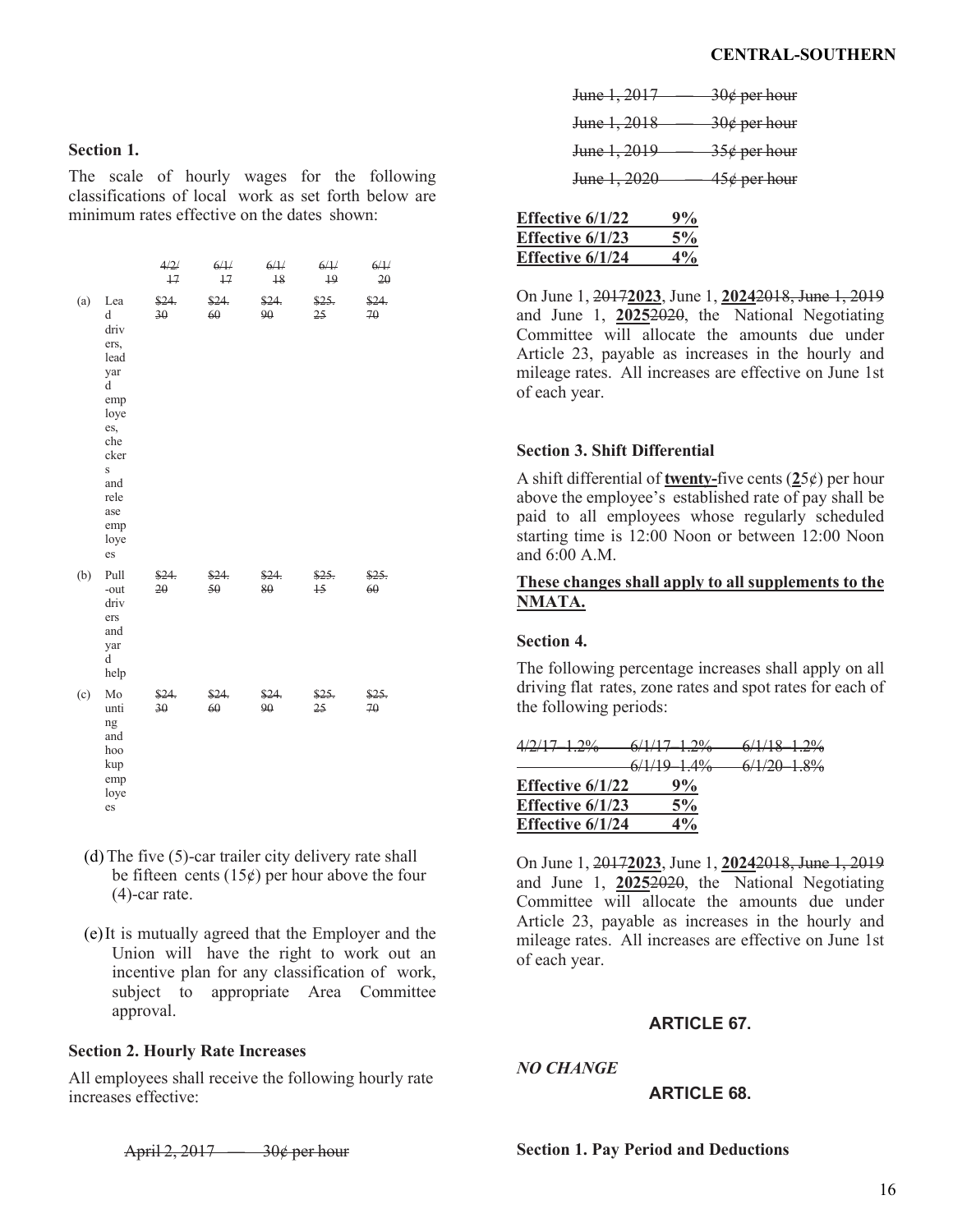Section 1.

The scale of hourly wages for the following classifications of local work as set forth below are minimum rates effective on the dates shown:

| | | ~~4/2/17~~ | ~~6/1/17~~ | ~~6/1/18~~ | ~~6/1/19~~ | ~~6/1/20~~ |
|---|---|---|---|---|---|---|
| (a) | Lead drivers, lead yard employees, checkers and release employees | ~~$24.30~~ | ~~$24.60~~ | ~~$24.90~~ | ~~$25.25~~ | ~~$24.70~~ |
| (b) | Pull-out drivers and yard help | ~~$24.20~~ | ~~$24.50~~ | ~~$24.80~~ | ~~$25.15~~ | ~~$25.60~~ |
| (c) | Mounting and hookup employees | ~~$24.30~~ | ~~$24.60~~ | ~~$24.90~~ | ~~$25.25~~ | ~~$25.70~~ |

(d) The five (5)-car trailer city delivery rate shall be fifteen cents (15¢) per hour above the four (4)-car rate.

(e) It is mutually agreed that the Employer and the Union will have the right to work out an incentive plan for any classification of work, subject to appropriate Area Committee approval.

**Section 2. Hourly Rate Increases**

All employees shall receive the following hourly rate increases effective:

~~April 2, 2017 — 30¢ per hour~~

~~June 1, 2017 — 30¢ per hour~~

~~June 1, 2018 — 30¢ per hour~~

~~June 1, 2019 — 35¢ per hour~~

~~June 1, 2020 — 45¢ per hour~~

| **Effective 6/1/22** | **9%** |
|---|---|
| **Effective 6/1/23** | **5%** |
| **Effective 6/1/24** | **4%** |

On June 1, ~~2017~~**2023**, June 1, **2024**~~2018, June 1, 2019~~ and June 1, **2025**~~2020~~, the National Negotiating Committee will allocate the amounts due under Article 23, payable as increases in the hourly and mileage rates. All increases are effective on June 1st of each year.

**Section 3. Shift Differential**

A shift differential of **twenty-**five cents (**2**5¢) per hour above the employee's established rate of pay shall be paid to all employees whose regularly scheduled starting time is 12:00 Noon or between 12:00 Noon and 6:00 A.M.

**These changes shall apply to all supplements to the NMATA.**

**Section 4.**

The following percentage increases shall apply on all driving flat rates, zone rates and spot rates for each of the following periods:

~~4/2/17 1.2% 6/1/17 1.2% 6/1/18 1.2%~~
~~6/1/19 1.4% 6/1/20 1.8%~~

| **Effective 6/1/22** | **9%** |
|---|---|
| **Effective 6/1/23** | **5%** |
| **Effective 6/1/24** | **4%** |

On June 1, ~~2017~~**2023**, June 1, **2024**~~2018, June 1, 2019~~ and June 1, **2025**~~2020~~, the National Negotiating Committee will allocate the amounts due under Article 23, payable as increases in the hourly and mileage rates. All increases are effective on June 1st of each year.

## ARTICLE 67.

*NO CHANGE*

## ARTICLE 68.

**Section 1. Pay Period and Deductions**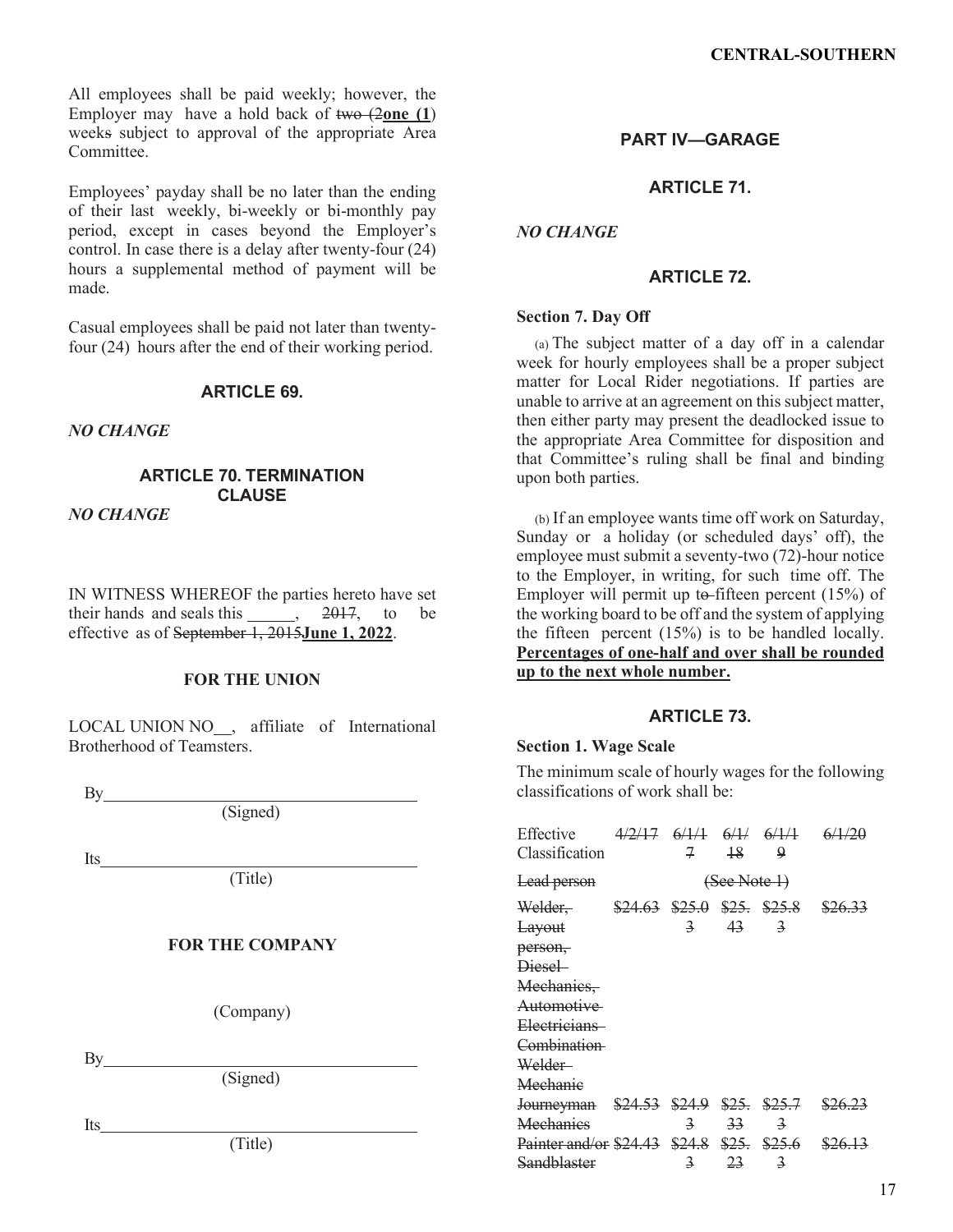All employees shall be paid weekly; however, the Employer may have a hold back of ~~two (2~~**one (1**) week~~s~~ subject to approval of the appropriate Area Committee.

Employees' payday shall be no later than the ending of their last weekly, bi-weekly or bi-monthly pay period, except in cases beyond the Employer's control. In case there is a delay after twenty-four (24) hours a supplemental method of payment will be made.

Casual employees shall be paid not later than twenty-four (24) hours after the end of their working period.

### ARTICLE 69.

*NO CHANGE*

### ARTICLE 70. TERMINATION CLAUSE

*NO CHANGE*

IN WITNESS WHEREOF the parties hereto have set their hands and seals this ______, ~~2017~~, to be effective as of ~~September 1, 2015~~**June 1, 2022**.

**FOR THE UNION**

LOCAL UNION NO__, affiliate of International Brotherhood of Teamsters.

By____________________________________
(Signed)

Its____________________________________
(Title)

**FOR THE COMPANY**

(Company)

By____________________________________
(Signed)

Its____________________________________
(Title)

## PART IV—GARAGE

### ARTICLE 71.

*NO CHANGE*

### ARTICLE 72.

**Section 7. Day Off**

(a) The subject matter of a day off in a calendar week for hourly employees shall be a proper subject matter for Local Rider negotiations. If parties are unable to arrive at an agreement on this subject matter, then either party may present the deadlocked issue to the appropriate Area Committee for disposition and that Committee's ruling shall be final and binding upon both parties.

(b) If an employee wants time off work on Saturday, Sunday or a holiday (or scheduled days' off), the employee must submit a seventy-two (72)-hour notice to the Employer, in writing, for such time off. The Employer will permit up t~~o~~ fifteen percent (15%) of the working board to be off and the system of applying the fifteen percent (15%) is to be handled locally. **Percentages of one-half and over shall be rounded up to the next whole number.**

### ARTICLE 73.

**Section 1. Wage Scale**

The minimum scale of hourly wages for the following classifications of work shall be:

| Effective Classification | ~~4/2/17~~ | ~~6/1/17~~ | ~~6/1/18~~ | ~~6/1/19~~ | ~~6/1/20~~ |
|---|---|---|---|---|---|
| ~~Lead person~~ | ~~(See Note 1)~~ | | | | |
| ~~Welder, Layout person, Diesel Mechanics, Automotive Electricians Combination Welder Mechanic~~ | ~~$24.63~~ | ~~$25.03~~ | ~~$25.43~~ | ~~$25.83~~ | ~~$26.33~~ |
| ~~Journeyman Mechanics~~ | ~~$24.53~~ | ~~$24.93~~ | ~~$25.33~~ | ~~$25.73~~ | ~~$26.23~~ |
| ~~Painter and/or Sandblaster~~ | ~~$24.43~~ | ~~$24.83~~ | ~~$25.23~~ | ~~$25.63~~ | ~~$26.13~~ |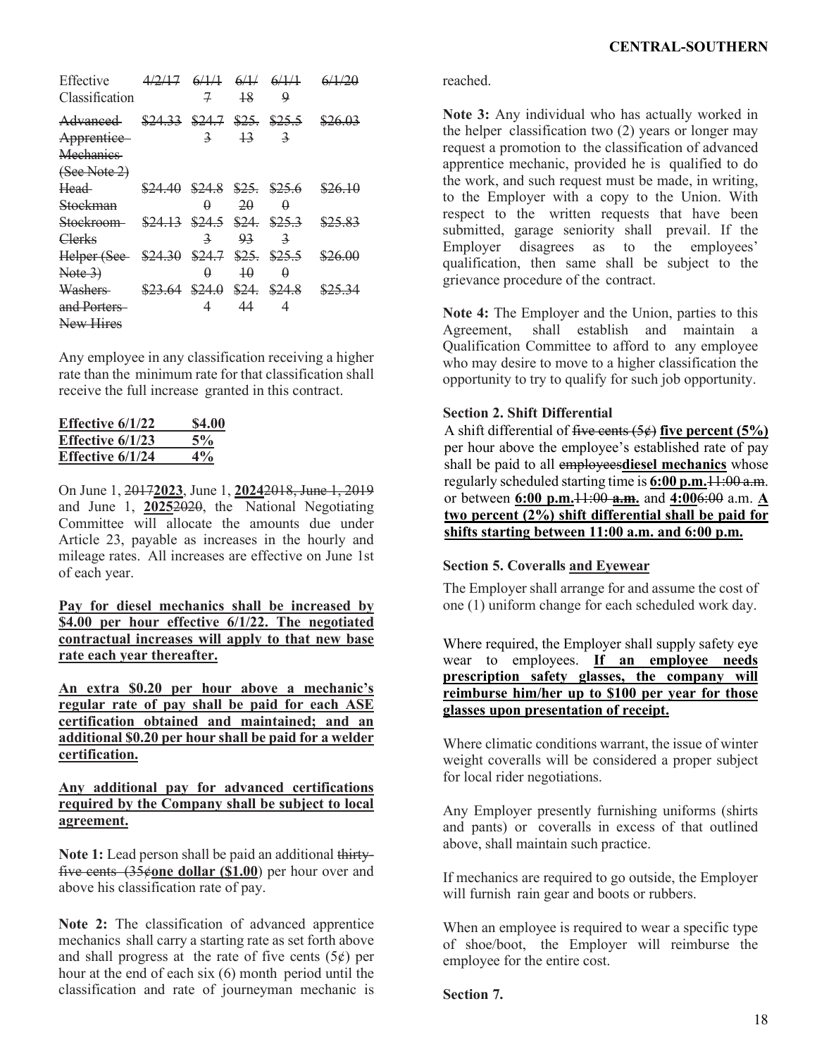| Effective Classification | ~~4/2/17~~ | ~~6/1/17~~ | ~~6/1/18~~ | ~~6/1/19~~ | ~~6/1/20~~ |
|---|---|---|---|---|---|
| ~~Advanced Apprentice Mechanics (See Note 2)~~ | ~~$24.33~~ | ~~$24.73~~ | ~~$25.13~~ | ~~$25.53~~ | ~~$26.03~~ |
| ~~Head Stockman~~ | ~~$24.40~~ | ~~$24.80~~ | ~~$25.20~~ | ~~$25.60~~ | ~~$26.10~~ |
| ~~Stockroom Clerks~~ | ~~$24.13~~ | ~~$24.53~~ | ~~$24.93~~ | ~~$25.33~~ | ~~$25.83~~ |
| ~~Helper (See Note 3)~~ | ~~$24.30~~ | ~~$24.70~~ | ~~$25.10~~ | ~~$25.50~~ | ~~$26.00~~ |
| ~~Washers and Porters New Hires~~ | ~~$23.64~~ | ~~$24.04~~ | ~~$24.44~~ | ~~$24.84~~ | ~~$25.34~~ |

Any employee in any classification receiving a higher rate than the minimum rate for that classification shall receive the full increase granted in this contract.

| **Effective 6/1/22** | **$4.00** |
|---|---|
| **Effective 6/1/23** | **5%** |
| **Effective 6/1/24** | **4%** |

On June 1, ~~2017~~**2023**, June 1, **2024**~~2018, June 1, 2019~~ and June 1, **2025**~~2020~~, the National Negotiating Committee will allocate the amounts due under Article 23, payable as increases in the hourly and mileage rates. All increases are effective on June 1st of each year.

**Pay for diesel mechanics shall be increased by $4.00 per hour effective 6/1/22. The negotiated contractual increases will apply to that new base rate each year thereafter.**

**An extra $0.20 per hour above a mechanic's regular rate of pay shall be paid for each ASE certification obtained and maintained; and an additional $0.20 per hour shall be paid for a welder certification.**

**Any additional pay for advanced certifications required by the Company shall be subject to local agreement.**

**Note 1:** Lead person shall be paid an additional ~~thirty-five cents (35¢~~**one dollar ($1.00**) per hour over and above his classification rate of pay.

**Note 2:** The classification of advanced apprentice mechanics shall carry a starting rate as set forth above and shall progress at the rate of five cents (5¢) per hour at the end of each six (6) month period until the classification and rate of journeyman mechanic is reached.

**Note 3:** Any individual who has actually worked in the helper classification two (2) years or longer may request a promotion to the classification of advanced apprentice mechanic, provided he is qualified to do the work, and such request must be made, in writing, to the Employer with a copy to the Union. With respect to the written requests that have been submitted, garage seniority shall prevail. If the Employer disagrees as to the employees' qualification, then same shall be subject to the grievance procedure of the contract.

**Note 4:** The Employer and the Union, parties to this Agreement, shall establish and maintain a Qualification Committee to afford to any employee who may desire to move to a higher classification the opportunity to try to qualify for such job opportunity.

### Section 2. Shift Differential

A shift differential of ~~five cents (5¢)~~ **five percent (5%)** per hour above the employee's established rate of pay shall be paid to all ~~employees~~**diesel mechanics** whose regularly scheduled starting time is **6:00 p.m.**~~11:00 a.m~~. or between **6:00 p.m.**~~11:00~~ ~~**a.m.**~~ and **4:00**~~6:00~~ a.m. **A two percent (2%) shift differential shall be paid for shifts starting between 11:00 a.m. and 6:00 p.m.**

### Section 5. Coveralls and Eyewear

The Employer shall arrange for and assume the cost of one (1) uniform change for each scheduled work day.

Where required, the Employer shall supply safety eye wear to employees. **If an employee needs prescription safety glasses, the company will reimburse him/her up to $100 per year for those glasses upon presentation of receipt.**

Where climatic conditions warrant, the issue of winter weight coveralls will be considered a proper subject for local rider negotiations.

Any Employer presently furnishing uniforms (shirts and pants) or coveralls in excess of that outlined above, shall maintain such practice.

If mechanics are required to go outside, the Employer will furnish rain gear and boots or rubbers.

When an employee is required to wear a specific type of shoe/boot, the Employer will reimburse the employee for the entire cost.

### Section 7.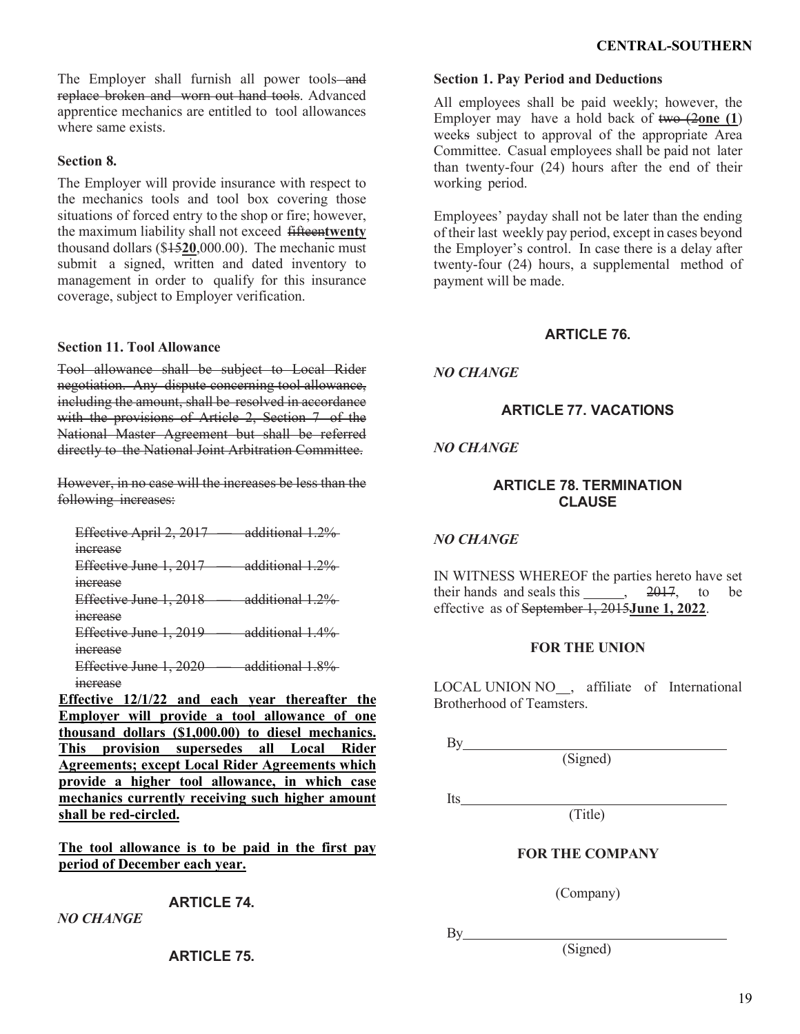The Employer shall furnish all power tools ~~and replace broken and worn out hand tools~~. Advanced apprentice mechanics are entitled to tool allowances where same exists.

### Section 8.

The Employer will provide insurance with respect to the mechanics tools and tool box covering those situations of forced entry to the shop or fire; however, the maximum liability shall not exceed ~~fifteen~~**twenty** thousand dollars ($~~15~~**20**,000.00). The mechanic must submit a signed, written and dated inventory to management in order to qualify for this insurance coverage, subject to Employer verification.

### Section 11. Tool Allowance

~~Tool allowance shall be subject to Local Rider negotiation. Any dispute concerning tool allowance, including the amount, shall be resolved in accordance with the provisions of Article 2, Section 7 of the National Master Agreement but shall be referred directly to the National Joint Arbitration Committee.~~

~~However, in no case will the increases be less than the following increases:~~

~~Effective April 2, 2017 — additional 1.2% increase~~
~~Effective June 1, 2017 — additional 1.2% increase~~
~~Effective June 1, 2018 — additional 1.2% increase~~
~~Effective June 1, 2019 — additional 1.4% increase~~
~~Effective June 1, 2020 — additional 1.8% increase~~

**Effective 12/1/22 and each year thereafter the Employer will provide a tool allowance of one thousand dollars ($1,000.00) to diesel mechanics. This provision supersedes all Local Rider Agreements; except Local Rider Agreements which provide a higher tool allowance, in which case mechanics currently receiving such higher amount shall be red-circled.**

**The tool allowance is to be paid in the first pay period of December each year.**

## ARTICLE 74.

*NO CHANGE*

## ARTICLE 75.

### Section 1. Pay Period and Deductions

All employees shall be paid weekly; however, the Employer may have a hold back of ~~two (2~~**one (1**) week~~s~~ subject to approval of the appropriate Area Committee. Casual employees shall be paid not later than twenty-four (24) hours after the end of their working period.

Employees' payday shall not be later than the ending of their last weekly pay period, except in cases beyond the Employer's control. In case there is a delay after twenty-four (24) hours, a supplemental method of payment will be made.

## ARTICLE 76.

*NO CHANGE*

## ARTICLE 77. VACATIONS

*NO CHANGE*

## ARTICLE 78. TERMINATION CLAUSE

*NO CHANGE*

IN WITNESS WHEREOF the parties hereto have set their hands and seals this ______, ~~2017~~, to be effective as of ~~September 1, 2015~~**June 1, 2022**.

**FOR THE UNION**

LOCAL UNION NO__, affiliate of International Brotherhood of Teamsters.

By________________________________________
(Signed)

Its________________________________________
(Title)

**FOR THE COMPANY**

(Company)

By________________________________________
(Signed)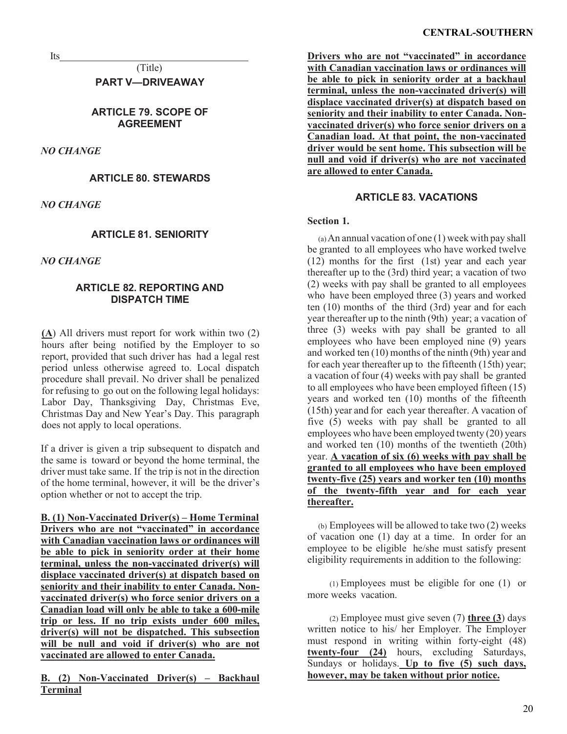Its______________________________________

(Title)

## PART V—DRIVEAWAY

### ARTICLE 79. SCOPE OF AGREEMENT

*NO CHANGE*

### ARTICLE 80. STEWARDS

*NO CHANGE*

### ARTICLE 81. SENIORITY

*NO CHANGE*

### ARTICLE 82. REPORTING AND DISPATCH TIME

**(A)** All drivers must report for work within two (2) hours after being notified by the Employer to so report, provided that such driver has had a legal rest period unless otherwise agreed to. Local dispatch procedure shall prevail. No driver shall be penalized for refusing to go out on the following legal holidays: Labor Day, Thanksgiving Day, Christmas Eve, Christmas Day and New Year's Day. This paragraph does not apply to local operations.

If a driver is given a trip subsequent to dispatch and the same is toward or beyond the home terminal, the driver must take same. If the trip is not in the direction of the home terminal, however, it will be the driver's option whether or not to accept the trip.

**B. (1) Non-Vaccinated Driver(s) – Home Terminal Drivers who are not "vaccinated" in accordance with Canadian vaccination laws or ordinances will be able to pick in seniority order at their home terminal, unless the non-vaccinated driver(s) will displace vaccinated driver(s) at dispatch based on seniority and their inability to enter Canada. Non-vaccinated driver(s) who force senior drivers on a Canadian load will only be able to take a 600-mile trip or less. If no trip exists under 600 miles, driver(s) will not be dispatched. This subsection will be null and void if driver(s) who are not vaccinated are allowed to enter Canada.**

**B. (2) Non-Vaccinated Driver(s) – Backhaul Terminal**

**Drivers who are not "vaccinated" in accordance with Canadian vaccination laws or ordinances will be able to pick in seniority order at a backhaul terminal, unless the non-vaccinated driver(s) will displace vaccinated driver(s) at dispatch based on seniority and their inability to enter Canada. Non-vaccinated driver(s) who force senior drivers on a Canadian load. At that point, the non-vaccinated driver would be sent home. This subsection will be null and void if driver(s) who are not vaccinated are allowed to enter Canada.**

### ARTICLE 83. VACATIONS

**Section 1.**

(a) An annual vacation of one (1) week with pay shall be granted to all employees who have worked twelve (12) months for the first (1st) year and each year thereafter up to the (3rd) third year; a vacation of two (2) weeks with pay shall be granted to all employees who have been employed three (3) years and worked ten (10) months of the third (3rd) year and for each year thereafter up to the ninth (9th) year; a vacation of three (3) weeks with pay shall be granted to all employees who have been employed nine (9) years and worked ten (10) months of the ninth (9th) year and for each year thereafter up to the fifteenth (15th) year; a vacation of four (4) weeks with pay shall be granted to all employees who have been employed fifteen (15) years and worked ten (10) months of the fifteenth (15th) year and for each year thereafter. A vacation of five (5) weeks with pay shall be granted to all employees who have been employed twenty (20) years and worked ten (10) months of the twentieth (20th) year. **A vacation of six (6) weeks with pay shall be granted to all employees who have been employed twenty-five (25) years and worker ten (10) months of the twenty-fifth year and for each year thereafter.**

(b) Employees will be allowed to take two (2) weeks of vacation one (1) day at a time. In order for an employee to be eligible he/she must satisfy present eligibility requirements in addition to the following:

(1) Employees must be eligible for one (1) or more weeks vacation.

(2) Employee must give seven (7) **three (3**) days written notice to his/ her Employer. The Employer must respond in writing within forty-eight (48) **twenty-four (24)** hours, excluding Saturdays, Sundays or holidays. **Up to five (5) such days, however, may be taken without prior notice.**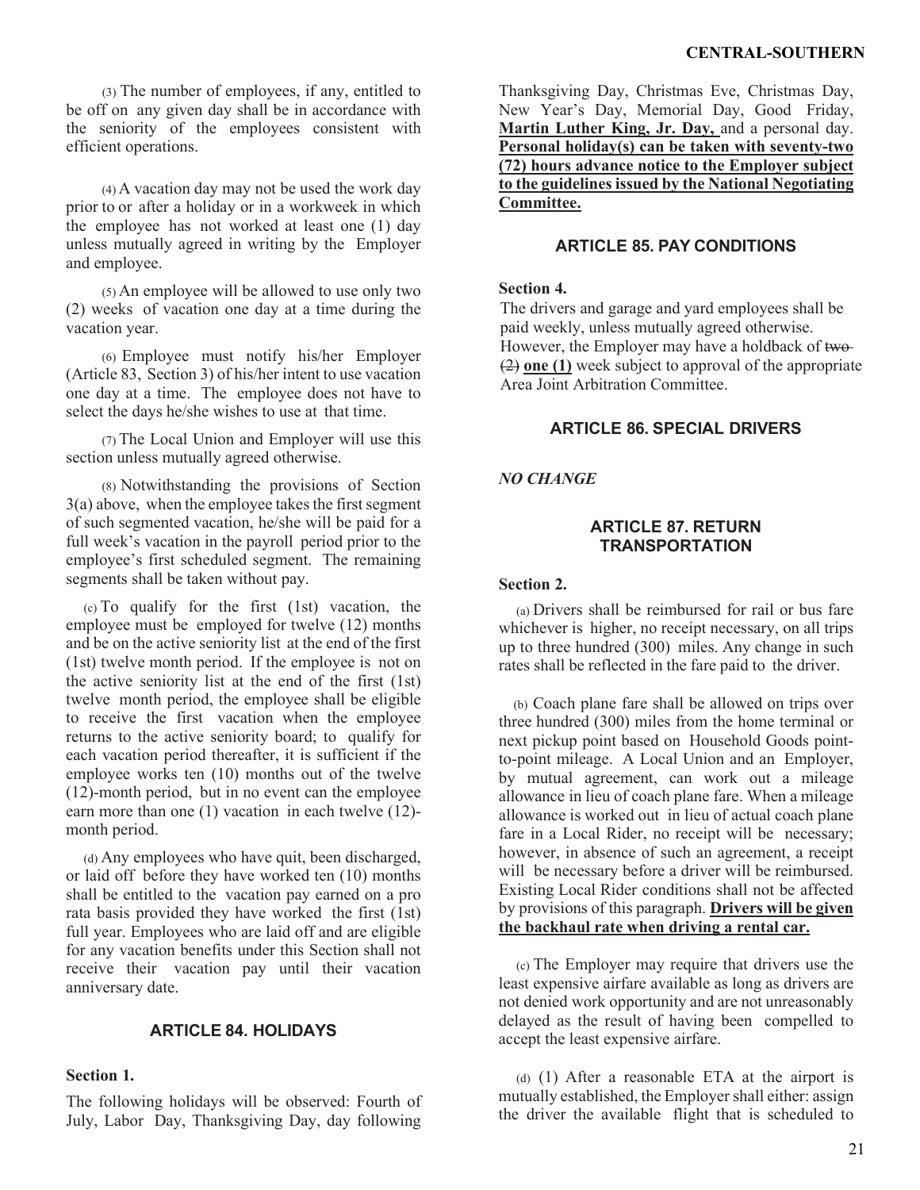(3) The number of employees, if any, entitled to be off on any given day shall be in accordance with the seniority of the employees consistent with efficient operations.

(4) A vacation day may not be used the work day prior to or after a holiday or in a workweek in which the employee has not worked at least one (1) day unless mutually agreed in writing by the Employer and employee.

(5) An employee will be allowed to use only two (2) weeks of vacation one day at a time during the vacation year.

(6) Employee must notify his/her Employer (Article 83, Section 3) of his/her intent to use vacation one day at a time. The employee does not have to select the days he/she wishes to use at that time.

(7) The Local Union and Employer will use this section unless mutually agreed otherwise.

(8) Notwithstanding the provisions of Section 3(a) above, when the employee takes the first segment of such segmented vacation, he/she will be paid for a full week's vacation in the payroll period prior to the employee's first scheduled segment. The remaining segments shall be taken without pay.

(c) To qualify for the first (1st) vacation, the employee must be employed for twelve (12) months and be on the active seniority list at the end of the first (1st) twelve month period. If the employee is not on the active seniority list at the end of the first (1st) twelve month period, the employee shall be eligible to receive the first vacation when the employee returns to the active seniority board; to qualify for each vacation period thereafter, it is sufficient if the employee works ten (10) months out of the twelve (12)-month period, but in no event can the employee earn more than one (1) vacation in each twelve (12)-month period.

(d) Any employees who have quit, been discharged, or laid off before they have worked ten (10) months shall be entitled to the vacation pay earned on a pro rata basis provided they have worked the first (1st) full year. Employees who are laid off and are eligible for any vacation benefits under this Section shall not receive their vacation pay until their vacation anniversary date.

## ARTICLE 84. HOLIDAYS

**Section 1.**

The following holidays will be observed: Fourth of July, Labor Day, Thanksgiving Day, day following Thanksgiving Day, Christmas Eve, Christmas Day, New Year's Day, Memorial Day, Good Friday, **<u>Martin Luther King, Jr. Day,</u>** and a personal day. **<u>Personal holiday(s) can be taken with seventy-two (72) hours advance notice to the Employer subject to the guidelines issued by the National Negotiating Committee.</u>**

## ARTICLE 85. PAY CONDITIONS

**Section 4.**

The drivers and garage and yard employees shall be paid weekly, unless mutually agreed otherwise. However, the Employer may have a holdback of ~~two (2)~~ **<u>one (1)</u>** week subject to approval of the appropriate Area Joint Arbitration Committee.

## ARTICLE 86. SPECIAL DRIVERS

***NO CHANGE***

## ARTICLE 87. RETURN TRANSPORTATION

**Section 2.**

(a) Drivers shall be reimbursed for rail or bus fare whichever is higher, no receipt necessary, on all trips up to three hundred (300) miles. Any change in such rates shall be reflected in the fare paid to the driver.

(b) Coach plane fare shall be allowed on trips over three hundred (300) miles from the home terminal or next pickup point based on Household Goods point-to-point mileage. A Local Union and an Employer, by mutual agreement, can work out a mileage allowance in lieu of coach plane fare. When a mileage allowance is worked out in lieu of actual coach plane fare in a Local Rider, no receipt will be necessary; however, in absence of such an agreement, a receipt will be necessary before a driver will be reimbursed. Existing Local Rider conditions shall not be affected by provisions of this paragraph. **<u>Drivers will be given the backhaul rate when driving a rental car.</u>**

(c) The Employer may require that drivers use the least expensive airfare available as long as drivers are not denied work opportunity and are not unreasonably delayed as the result of having been compelled to accept the least expensive airfare.

(d) (1) After a reasonable ETA at the airport is mutually established, the Employer shall either: assign the driver the available flight that is scheduled to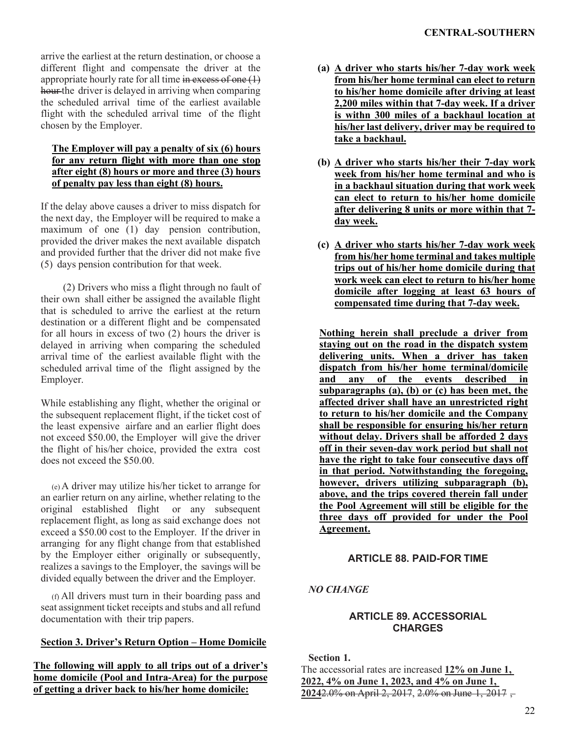arrive the earliest at the return destination, or choose a different flight and compensate the driver at the appropriate hourly rate for all time ~~in excess of one (1) hour~~ the driver is delayed in arriving when comparing the scheduled arrival time of the earliest available flight with the scheduled arrival time of the flight chosen by the Employer.

**The Employer will pay a penalty of six (6) hours for any return flight with more than one stop after eight (8) hours or more and three (3) hours of penalty pay less than eight (8) hours.**

If the delay above causes a driver to miss dispatch for the next day, the Employer will be required to make a maximum of one (1) day pension contribution, provided the driver makes the next available dispatch and provided further that the driver did not make five (5) days pension contribution for that week.

(2) Drivers who miss a flight through no fault of their own shall either be assigned the available flight that is scheduled to arrive the earliest at the return destination or a different flight and be compensated for all hours in excess of two (2) hours the driver is delayed in arriving when comparing the scheduled arrival time of the earliest available flight with the scheduled arrival time of the flight assigned by the Employer.

While establishing any flight, whether the original or the subsequent replacement flight, if the ticket cost of the least expensive airfare and an earlier flight does not exceed $50.00, the Employer will give the driver the flight of his/her choice, provided the extra cost does not exceed the $50.00.

(e) A driver may utilize his/her ticket to arrange for an earlier return on any airline, whether relating to the original established flight or any subsequent replacement flight, as long as said exchange does not exceed a $50.00 cost to the Employer. If the driver in arranging for any flight change from that established by the Employer either originally or subsequently, realizes a savings to the Employer, the savings will be divided equally between the driver and the Employer.

(f) All drivers must turn in their boarding pass and seat assignment ticket receipts and stubs and all refund documentation with their trip papers.

**Section 3. Driver's Return Option – Home Domicile**

**The following will apply to all trips out of a driver's home domicile (Pool and Intra-Area) for the purpose of getting a driver back to his/her home domicile:**

**(a) A driver who starts his/her 7-day work week from his/her home terminal can elect to return to his/her home domicile after driving at least 2,200 miles within that 7-day week. If a driver is withn 300 miles of a backhaul location at his/her last delivery, driver may be required to take a backhaul.**

**(b) A driver who starts his/her their 7-day work week from his/her home terminal and who is in a backhaul situation during that work week can elect to return to his/her home domicile after delivering 8 units or more within that 7-day week.**

**(c) A driver who starts his/her 7-day work week from his/her home terminal and takes multiple trips out of his/her home domicile during that work week can elect to return to his/her home domicile after logging at least 63 hours of compensated time during that 7-day week.**

**Nothing herein shall preclude a driver from staying out on the road in the dispatch system delivering units. When a driver has taken dispatch from his/her home terminal/domicile and any of the events described in subparagraphs (a), (b) or (c) has been met, the affected driver shall have an unrestricted right to return to his/her domicile and the Company shall be responsible for ensuring his/her return without delay. Drivers shall be afforded 2 days off in their seven-day work period but shall not have the right to take four consecutive days off in that period. Notwithstanding the foregoing, however, drivers utilizing subparagraph (b), above, and the trips covered therein fall under the Pool Agreement will still be eligible for the three days off provided for under the Pool Agreement.**

## ARTICLE 88. PAID-FOR TIME

*NO CHANGE*

## ARTICLE 89. ACCESSORIAL CHARGES

**Section 1.**

The accessorial rates are increased **12% on June 1, 2022, 4% on June 1, 2023, and 4% on June 1, 2024**~~2.0% on April 2, 2017, 2.0% on June 1, 2017 ,~~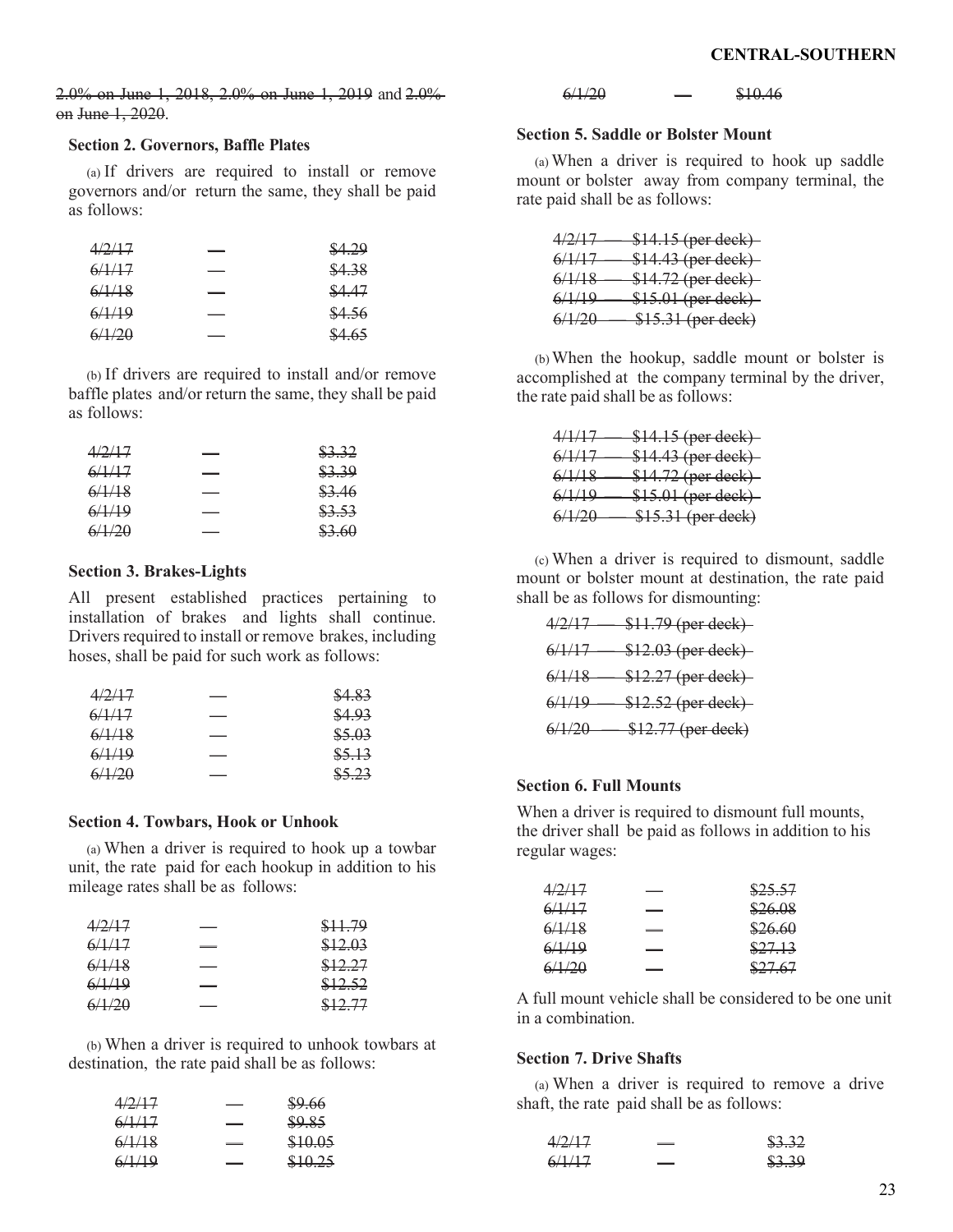~~2.0% on June 1, 2018, 2.0% on June 1, 2019~~ and ~~2.0% on June 1, 2020~~.

### Section 2. Governors, Baffle Plates

(a) If drivers are required to install or remove governors and/or return the same, they shall be paid as follows:

~~4/2/17 — $4.29~~
~~6/1/17 — $4.38~~
~~6/1/18 — $4.47~~
~~6/1/19 — $4.56~~
~~6/1/20 — $4.65~~

(b) If drivers are required to install and/or remove baffle plates and/or return the same, they shall be paid as follows:

~~4/2/17 — $3.32~~
~~6/1/17 — $3.39~~
~~6/1/18 — $3.46~~
~~6/1/19 — $3.53~~
~~6/1/20 — $3.60~~

### Section 3. Brakes-Lights

All present established practices pertaining to installation of brakes and lights shall continue. Drivers required to install or remove brakes, including hoses, shall be paid for such work as follows:

~~4/2/17 — $4.83~~
~~6/1/17 — $4.93~~
~~6/1/18 — $5.03~~
~~6/1/19 — $5.13~~
~~6/1/20 — $5.23~~

### Section 4. Towbars, Hook or Unhook

(a) When a driver is required to hook up a towbar unit, the rate paid for each hookup in addition to his mileage rates shall be as follows:

~~4/2/17 — $11.79~~
~~6/1/17 — $12.03~~
~~6/1/18 — $12.27~~
~~6/1/19 — $12.52~~
~~6/1/20 — $12.77~~

(b) When a driver is required to unhook towbars at destination, the rate paid shall be as follows:

~~4/2/17 — $9.66~~
~~6/1/17 — $9.85~~
~~6/1/18 — $10.05~~
~~6/1/19 — $10.25~~
~~6/1/20 — $10.46~~

### Section 5. Saddle or Bolster Mount

(a) When a driver is required to hook up saddle mount or bolster away from company terminal, the rate paid shall be as follows:

~~4/2/17 — $14.15 (per deck)~~
~~6/1/17 — $14.43 (per deck)~~
~~6/1/18 — $14.72 (per deck)~~
~~6/1/19 — $15.01 (per deck)~~
~~6/1/20 — $15.31 (per deck)~~

(b) When the hookup, saddle mount or bolster is accomplished at the company terminal by the driver, the rate paid shall be as follows:

~~4/1/17 — $14.15 (per deck)~~
~~6/1/17 — $14.43 (per deck)~~
~~6/1/18 — $14.72 (per deck)~~
~~6/1/19 — $15.01 (per deck)~~
~~6/1/20 — $15.31 (per deck)~~

(c) When a driver is required to dismount, saddle mount or bolster mount at destination, the rate paid shall be as follows for dismounting:

~~4/2/17 — $11.79 (per deck)~~
~~6/1/17 — $12.03 (per deck)~~
~~6/1/18 — $12.27 (per deck)~~
~~6/1/19 — $12.52 (per deck)~~
~~6/1/20 — $12.77 (per deck)~~

### Section 6. Full Mounts

When a driver is required to dismount full mounts, the driver shall be paid as follows in addition to his regular wages:

~~4/2/17 — $25.57~~
~~6/1/17 — $26.08~~
~~6/1/18 — $26.60~~
~~6/1/19 — $27.13~~
~~6/1/20 — $27.67~~

A full mount vehicle shall be considered to be one unit in a combination.

### Section 7. Drive Shafts

(a) When a driver is required to remove a drive shaft, the rate paid shall be as follows:

~~4/2/17 — $3.32~~
~~6/1/17 — $3.39~~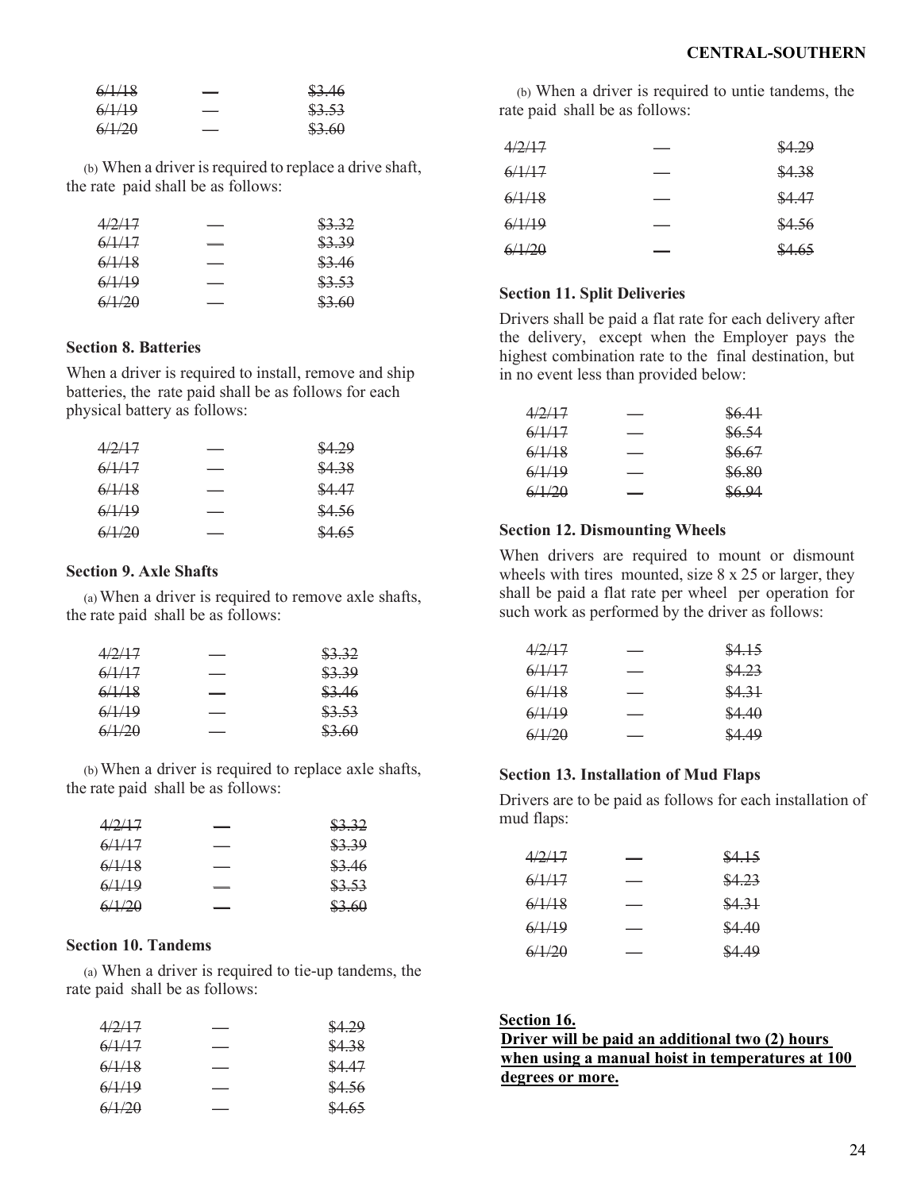| | | |
|---|---|---|
| ~~6/1/18~~ | — | ~~$3.46~~ |
| ~~6/1/19~~ | — | ~~$3.53~~ |
| ~~6/1/20~~ | — | ~~$3.60~~ |

(b) When a driver is required to replace a drive shaft, the rate paid shall be as follows:

| | | |
|---|---|---|
| ~~4/2/17~~ | — | ~~$3.32~~ |
| ~~6/1/17~~ | — | ~~$3.39~~ |
| ~~6/1/18~~ | — | ~~$3.46~~ |
| ~~6/1/19~~ | — | ~~$3.53~~ |
| ~~6/1/20~~ | — | ~~$3.60~~ |

**Section 8. Batteries**

When a driver is required to install, remove and ship batteries, the rate paid shall be as follows for each physical battery as follows:

| | | |
|---|---|---|
| ~~4/2/17~~ | — | ~~$4.29~~ |
| ~~6/1/17~~ | — | ~~$4.38~~ |
| ~~6/1/18~~ | — | ~~$4.47~~ |
| ~~6/1/19~~ | — | ~~$4.56~~ |
| ~~6/1/20~~ | — | ~~$4.65~~ |

**Section 9. Axle Shafts**

(a) When a driver is required to remove axle shafts, the rate paid shall be as follows:

| | | |
|---|---|---|
| ~~4/2/17~~ | — | ~~$3.32~~ |
| ~~6/1/17~~ | — | ~~$3.39~~ |
| ~~6/1/18~~ | — | ~~$3.46~~ |
| ~~6/1/19~~ | — | ~~$3.53~~ |
| ~~6/1/20~~ | — | ~~$3.60~~ |

(b) When a driver is required to replace axle shafts, the rate paid shall be as follows:

| | | |
|---|---|---|
| ~~4/2/17~~ | — | ~~$3.32~~ |
| ~~6/1/17~~ | — | ~~$3.39~~ |
| ~~6/1/18~~ | — | ~~$3.46~~ |
| ~~6/1/19~~ | — | ~~$3.53~~ |
| ~~6/1/20~~ | — | ~~$3.60~~ |

**Section 10. Tandems**

(a) When a driver is required to tie-up tandems, the rate paid shall be as follows:

| | | |
|---|---|---|
| ~~4/2/17~~ | — | ~~$4.29~~ |
| ~~6/1/17~~ | — | ~~$4.38~~ |
| ~~6/1/18~~ | — | ~~$4.47~~ |
| ~~6/1/19~~ | — | ~~$4.56~~ |
| ~~6/1/20~~ | — | ~~$4.65~~ |

(b) When a driver is required to untie tandems, the rate paid shall be as follows:

| | | |
|---|---|---|
| ~~4/2/17~~ | — | ~~$4.29~~ |
| ~~6/1/17~~ | — | ~~$4.38~~ |
| ~~6/1/18~~ | — | ~~$4.47~~ |
| ~~6/1/19~~ | — | ~~$4.56~~ |
| ~~6/1/20~~ | — | ~~$4.65~~ |

**Section 11. Split Deliveries**

Drivers shall be paid a flat rate for each delivery after the delivery, except when the Employer pays the highest combination rate to the final destination, but in no event less than provided below:

| | | |
|---|---|---|
| ~~4/2/17~~ | — | ~~$6.41~~ |
| ~~6/1/17~~ | — | ~~$6.54~~ |
| ~~6/1/18~~ | — | ~~$6.67~~ |
| ~~6/1/19~~ | — | ~~$6.80~~ |
| ~~6/1/20~~ | — | ~~$6.94~~ |

**Section 12. Dismounting Wheels**

When drivers are required to mount or dismount wheels with tires mounted, size 8 x 25 or larger, they shall be paid a flat rate per wheel per operation for such work as performed by the driver as follows:

| | | |
|---|---|---|
| ~~4/2/17~~ | — | ~~$4.15~~ |
| ~~6/1/17~~ | — | ~~$4.23~~ |
| ~~6/1/18~~ | — | ~~$4.31~~ |
| ~~6/1/19~~ | — | ~~$4.40~~ |
| ~~6/1/20~~ | — | ~~$4.49~~ |

**Section 13. Installation of Mud Flaps**

Drivers are to be paid as follows for each installation of mud flaps:

| | | |
|---|---|---|
| ~~4/2/17~~ | — | ~~$4.15~~ |
| ~~6/1/17~~ | — | ~~$4.23~~ |
| ~~6/1/18~~ | — | ~~$4.31~~ |
| ~~6/1/19~~ | — | ~~$4.40~~ |
| ~~6/1/20~~ | — | ~~$4.49~~ |

<u>**Section 16.**</u>

<u>**Driver will be paid an additional two (2) hours when using a manual hoist in temperatures at 100 degrees or more.**</u>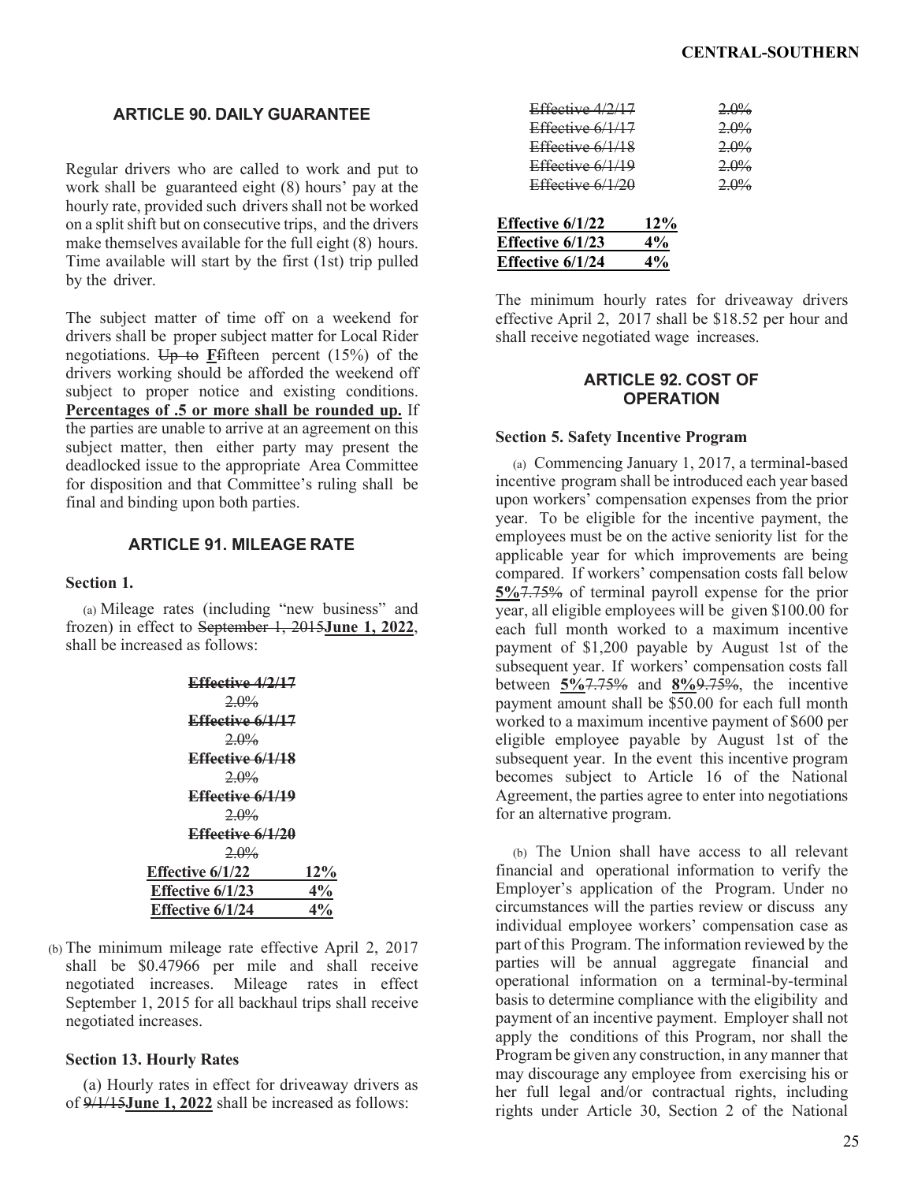## ARTICLE 90. DAILY GUARANTEE

Regular drivers who are called to work and put to work shall be guaranteed eight (8) hours' pay at the hourly rate, provided such drivers shall not be worked on a split shift but on consecutive trips, and the drivers make themselves available for the full eight (8) hours. Time available will start by the first (1st) trip pulled by the driver.

The subject matter of time off on a weekend for drivers shall be proper subject matter for Local Rider negotiations. ~~Up to~~ **F**fifteen percent (15%) of the drivers working should be afforded the weekend off subject to proper notice and existing conditions. **Percentages of .5 or more shall be rounded up.** If the parties are unable to arrive at an agreement on this subject matter, then either party may present the deadlocked issue to the appropriate Area Committee for disposition and that Committee's ruling shall be final and binding upon both parties.

## ARTICLE 91. MILEAGE RATE

**Section 1.**

(a) Mileage rates (including "new business" and frozen) in effect to ~~September 1, 2015~~**June 1, 2022**, shall be increased as follows:

~~**Effective 4/2/17**~~
~~2.0%~~
~~**Effective 6/1/17**~~
~~2.0%~~
~~**Effective 6/1/18**~~
~~2.0%~~
~~**Effective 6/1/19**~~
~~2.0%~~
~~**Effective 6/1/20**~~
~~2.0%~~

| | |
|---|---|
| **Effective 6/1/22** | **12%** |
| **Effective 6/1/23** | **4%** |
| **Effective 6/1/24** | **4%** |

(b) The minimum mileage rate effective April 2, 2017 shall be $0.47966 per mile and shall receive negotiated increases. Mileage rates in effect September 1, 2015 for all backhaul trips shall receive negotiated increases.

**Section 13. Hourly Rates**

(a) Hourly rates in effect for driveaway drivers as of ~~9/1/15~~**June 1, 2022** shall be increased as follows:

| | |
|---|---|
| ~~Effective 4/2/17~~ | ~~2.0%~~ |
| ~~Effective 6/1/17~~ | ~~2.0%~~ |
| ~~Effective 6/1/18~~ | ~~2.0%~~ |
| ~~Effective 6/1/19~~ | ~~2.0%~~ |
| ~~Effective 6/1/20~~ | ~~2.0%~~ |

| | |
|---|---|
| **Effective 6/1/22** | **12%** |
| **Effective 6/1/23** | **4%** |
| **Effective 6/1/24** | **4%** |

The minimum hourly rates for driveaway drivers effective April 2, 2017 shall be $18.52 per hour and shall receive negotiated wage increases.

## ARTICLE 92. COST OF OPERATION

**Section 5. Safety Incentive Program**

(a) Commencing January 1, 2017, a terminal-based incentive program shall be introduced each year based upon workers' compensation expenses from the prior year. To be eligible for the incentive payment, the employees must be on the active seniority list for the applicable year for which improvements are being compared. If workers' compensation costs fall below **5%**~~7.75%~~ of terminal payroll expense for the prior year, all eligible employees will be given $100.00 for each full month worked to a maximum incentive payment of $1,200 payable by August 1st of the subsequent year. If workers' compensation costs fall between **5%**~~7.75%~~ and **8%**~~9.75%~~, the incentive payment amount shall be $50.00 for each full month worked to a maximum incentive payment of $600 per eligible employee payable by August 1st of the subsequent year. In the event this incentive program becomes subject to Article 16 of the National Agreement, the parties agree to enter into negotiations for an alternative program.

(b) The Union shall have access to all relevant financial and operational information to verify the Employer's application of the Program. Under no circumstances will the parties review or discuss any individual employee workers' compensation case as part of this Program. The information reviewed by the parties will be annual aggregate financial and operational information on a terminal-by-terminal basis to determine compliance with the eligibility and payment of an incentive payment. Employer shall not apply the conditions of this Program, nor shall the Program be given any construction, in any manner that may discourage any employee from exercising his or her full legal and/or contractual rights, including rights under Article 30, Section 2 of the National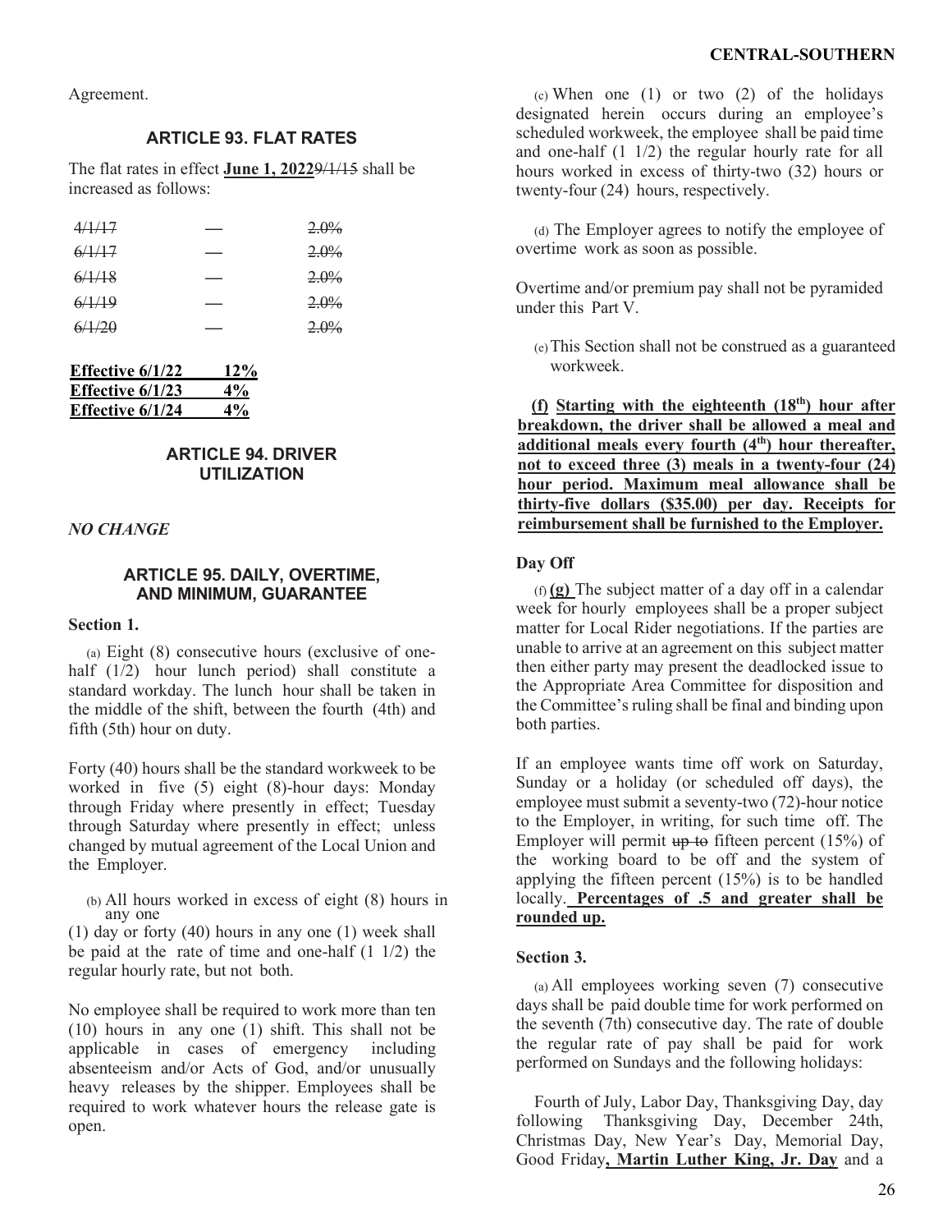Agreement.

## ARTICLE 93. FLAT RATES

The flat rates in effect **June 1, 2022**~~9/1/15~~ shall be increased as follows:

| | | |
|---|---|---|
| ~~4/1/17~~ | — | ~~2.0%~~ |
| ~~6/1/17~~ | — | ~~2.0%~~ |
| ~~6/1/18~~ | — | ~~2.0%~~ |
| ~~6/1/19~~ | — | ~~2.0%~~ |
| ~~6/1/20~~ | — | ~~2.0%~~ |

| | |
|---|---|
| **Effective 6/1/22** | **12%** |
| **Effective 6/1/23** | **4%** |
| **Effective 6/1/24** | **4%** |

## ARTICLE 94. DRIVER UTILIZATION

*NO CHANGE*

## ARTICLE 95. DAILY, OVERTIME, AND MINIMUM, GUARANTEE

**Section 1.**

(a) Eight (8) consecutive hours (exclusive of one-half (1/2) hour lunch period) shall constitute a standard workday. The lunch hour shall be taken in the middle of the shift, between the fourth (4th) and fifth (5th) hour on duty.

Forty (40) hours shall be the standard workweek to be worked in five (5) eight (8)-hour days: Monday through Friday where presently in effect; Tuesday through Saturday where presently in effect; unless changed by mutual agreement of the Local Union and the Employer.

(b) All hours worked in excess of eight (8) hours in any one (1) day or forty (40) hours in any one (1) week shall be paid at the rate of time and one-half (1 1/2) the regular hourly rate, but not both.

No employee shall be required to work more than ten (10) hours in any one (1) shift. This shall not be applicable in cases of emergency including absenteeism and/or Acts of God, and/or unusually heavy releases by the shipper. Employees shall be required to work whatever hours the release gate is open.

(c) When one (1) or two (2) of the holidays designated herein occurs during an employee's scheduled workweek, the employee shall be paid time and one-half (1 1/2) the regular hourly rate for all hours worked in excess of thirty-two (32) hours or twenty-four (24) hours, respectively.

(d) The Employer agrees to notify the employee of overtime work as soon as possible.

Overtime and/or premium pay shall not be pyramided under this Part V.

(e) This Section shall not be construed as a guaranteed workweek.

**(f) Starting with the eighteenth (18th) hour after breakdown, the driver shall be allowed a meal and additional meals every fourth (4th) hour thereafter, not to exceed three (3) meals in a twenty-four (24) hour period. Maximum meal allowance shall be thirty-five dollars ($35.00) per day. Receipts for reimbursement shall be furnished to the Employer.**

**Day Off**

~~(f)~~ **(g)** The subject matter of a day off in a calendar week for hourly employees shall be a proper subject matter for Local Rider negotiations. If the parties are unable to arrive at an agreement on this subject matter then either party may present the deadlocked issue to the Appropriate Area Committee for disposition and the Committee's ruling shall be final and binding upon both parties.

If an employee wants time off work on Saturday, Sunday or a holiday (or scheduled off days), the employee must submit a seventy-two (72)-hour notice to the Employer, in writing, for such time off. The Employer will permit ~~up to~~ fifteen percent (15%) of the working board to be off and the system of applying the fifteen percent (15%) is to be handled locally. **Percentages of .5 and greater shall be rounded up.**

**Section 3.**

(a) All employees working seven (7) consecutive days shall be paid double time for work performed on the seventh (7th) consecutive day. The rate of double the regular rate of pay shall be paid for work performed on Sundays and the following holidays:

Fourth of July, Labor Day, Thanksgiving Day, day following Thanksgiving Day, December 24th, Christmas Day, New Year's Day, Memorial Day, Good Friday**, Martin Luther King, Jr. Day** and a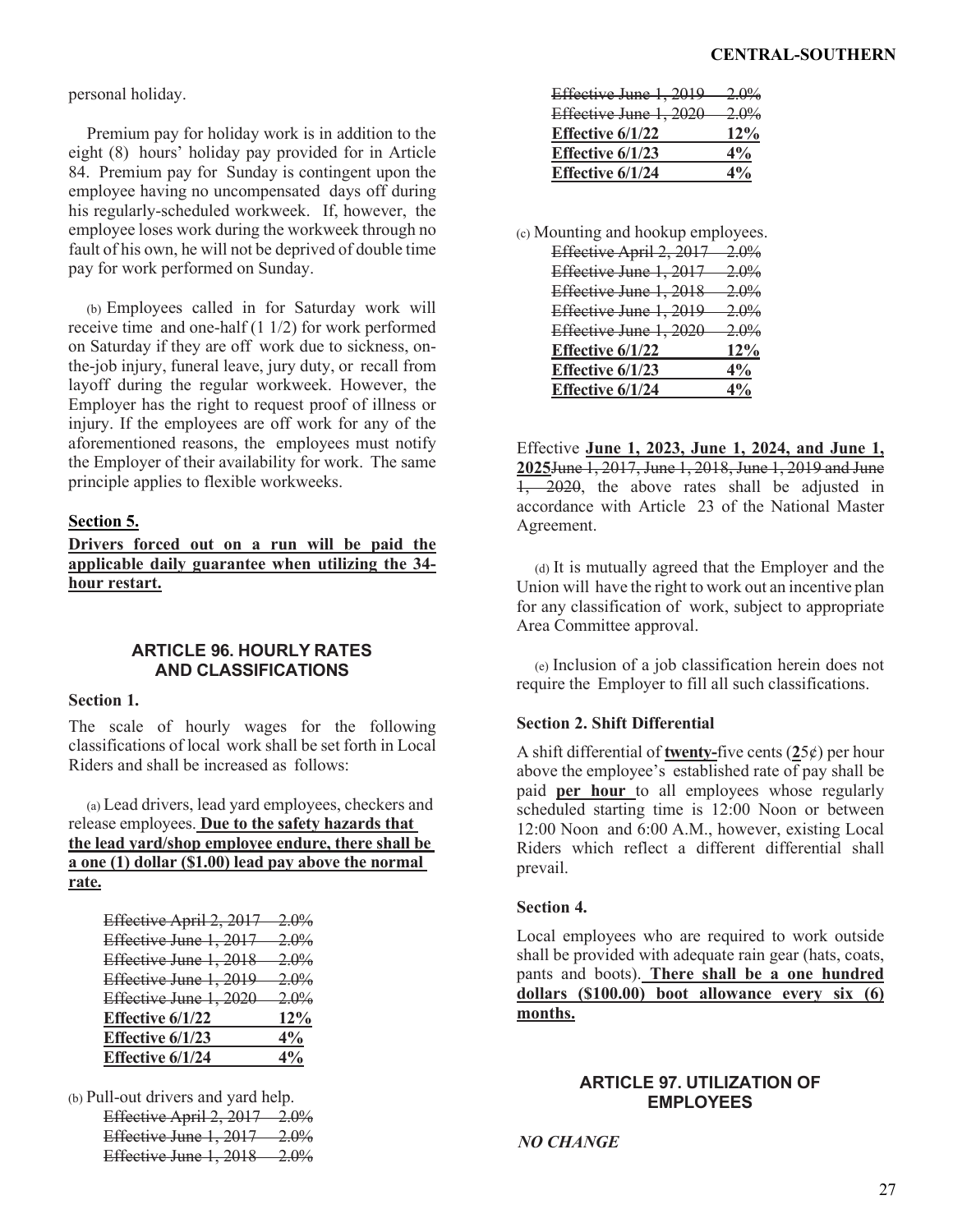personal holiday.

Premium pay for holiday work is in addition to the eight (8) hours' holiday pay provided for in Article 84. Premium pay for Sunday is contingent upon the employee having no uncompensated days off during his regularly-scheduled workweek. If, however, the employee loses work during the workweek through no fault of his own, he will not be deprived of double time pay for work performed on Sunday.

(b) Employees called in for Saturday work will receive time and one-half (1 1/2) for work performed on Saturday if they are off work due to sickness, on-the-job injury, funeral leave, jury duty, or recall from layoff during the regular workweek. However, the Employer has the right to request proof of illness or injury. If the employees are off work for any of the aforementioned reasons, the employees must notify the Employer of their availability for work. The same principle applies to flexible workweeks.

**Section 5.**

**Drivers forced out on a run will be paid the applicable daily guarantee when utilizing the 34-hour restart.**

## ARTICLE 96. HOURLY RATES AND CLASSIFICATIONS

**Section 1.**

The scale of hourly wages for the following classifications of local work shall be set forth in Local Riders and shall be increased as follows:

(a) Lead drivers, lead yard employees, checkers and release employees. **Due to the safety hazards that the lead yard/shop employee endure, there shall be a one (1) dollar ($1.00) lead pay above the normal rate.**

~~Effective April 2, 2017 2.0%~~
~~Effective June 1, 2017 2.0%~~
~~Effective June 1, 2018 2.0%~~
~~Effective June 1, 2019 2.0%~~
~~Effective June 1, 2020 2.0%~~
**Effective 6/1/22 12%**
**Effective 6/1/23 4%**
**Effective 6/1/24 4%**

(b) Pull-out drivers and yard help.

~~Effective April 2, 2017 2.0%~~
~~Effective June 1, 2017 2.0%~~
~~Effective June 1, 2018 2.0%~~
~~Effective June 1, 2019 2.0%~~
~~Effective June 1, 2020 2.0%~~
**Effective 6/1/22 12%**
**Effective 6/1/23 4%**
**Effective 6/1/24 4%**

(c) Mounting and hookup employees.

~~Effective April 2, 2017 2.0%~~
~~Effective June 1, 2017 2.0%~~
~~Effective June 1, 2018 2.0%~~
~~Effective June 1, 2019 2.0%~~
~~Effective June 1, 2020 2.0%~~
**Effective 6/1/22 12%**
**Effective 6/1/23 4%**
**Effective 6/1/24 4%**

Effective **June 1, 2023, June 1, 2024, and June 1, 2025**~~June 1, 2017, June 1, 2018, June 1, 2019 and June 1, 2020~~, the above rates shall be adjusted in accordance with Article 23 of the National Master Agreement.

(d) It is mutually agreed that the Employer and the Union will have the right to work out an incentive plan for any classification of work, subject to appropriate Area Committee approval.

(e) Inclusion of a job classification herein does not require the Employer to fill all such classifications.

**Section 2. Shift Differential**

A shift differential of **twenty-**five cents (**2**5¢) per hour above the employee's established rate of pay shall be paid **per hour** to all employees whose regularly scheduled starting time is 12:00 Noon or between 12:00 Noon and 6:00 A.M., however, existing Local Riders which reflect a different differential shall prevail.

**Section 4.**

Local employees who are required to work outside shall be provided with adequate rain gear (hats, coats, pants and boots). **There shall be a one hundred dollars ($100.00) boot allowance every six (6) months.**

## ARTICLE 97. UTILIZATION OF EMPLOYEES

***NO CHANGE***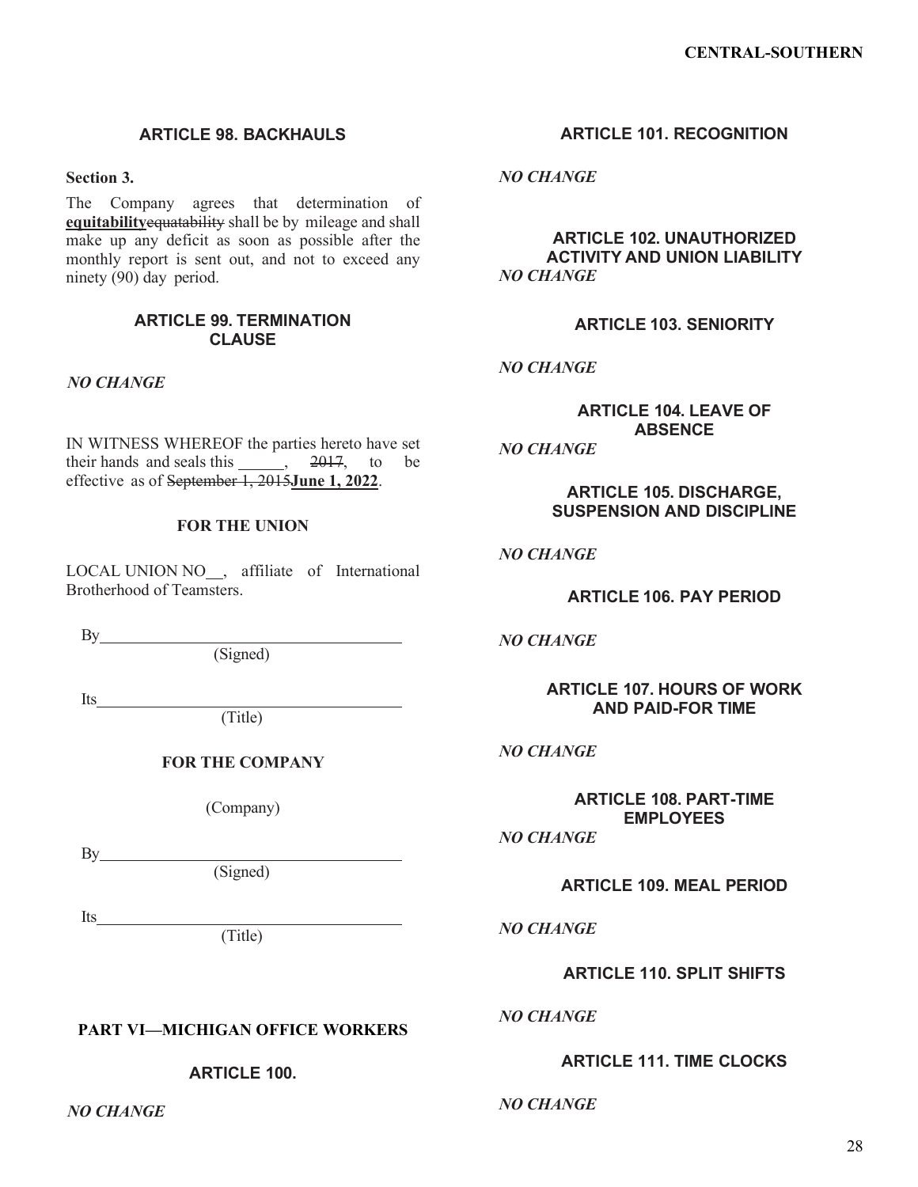## ARTICLE 98. BACKHAULS

**Section 3.**

The Company agrees that determination of **equitability**~~equatability~~ shall be by mileage and shall make up any deficit as soon as possible after the monthly report is sent out, and not to exceed any ninety (90) day period.

## ARTICLE 99. TERMINATION CLAUSE

*NO CHANGE*

IN WITNESS WHEREOF the parties hereto have set their hands and seals this ______, ~~2017~~, to be effective as of ~~September 1, 2015~~**June 1, 2022**.

**FOR THE UNION**

LOCAL UNION NO__, affiliate of International Brotherhood of Teamsters.

By________________________________________
(Signed)

Its________________________________________
(Title)

**FOR THE COMPANY**

(Company)

By________________________________________
(Signed)

Its________________________________________
(Title)

# PART VI—MICHIGAN OFFICE WORKERS

## ARTICLE 100.

*NO CHANGE*

## ARTICLE 101. RECOGNITION

*NO CHANGE*

## ARTICLE 102. UNAUTHORIZED ACTIVITY AND UNION LIABILITY

*NO CHANGE*

## ARTICLE 103. SENIORITY

*NO CHANGE*

## ARTICLE 104. LEAVE OF ABSENCE

*NO CHANGE*

## ARTICLE 105. DISCHARGE, SUSPENSION AND DISCIPLINE

*NO CHANGE*

## ARTICLE 106. PAY PERIOD

*NO CHANGE*

## ARTICLE 107. HOURS OF WORK AND PAID-FOR TIME

*NO CHANGE*

## ARTICLE 108. PART-TIME EMPLOYEES

*NO CHANGE*

## ARTICLE 109. MEAL PERIOD

*NO CHANGE*

## ARTICLE 110. SPLIT SHIFTS

*NO CHANGE*

## ARTICLE 111. TIME CLOCKS

*NO CHANGE*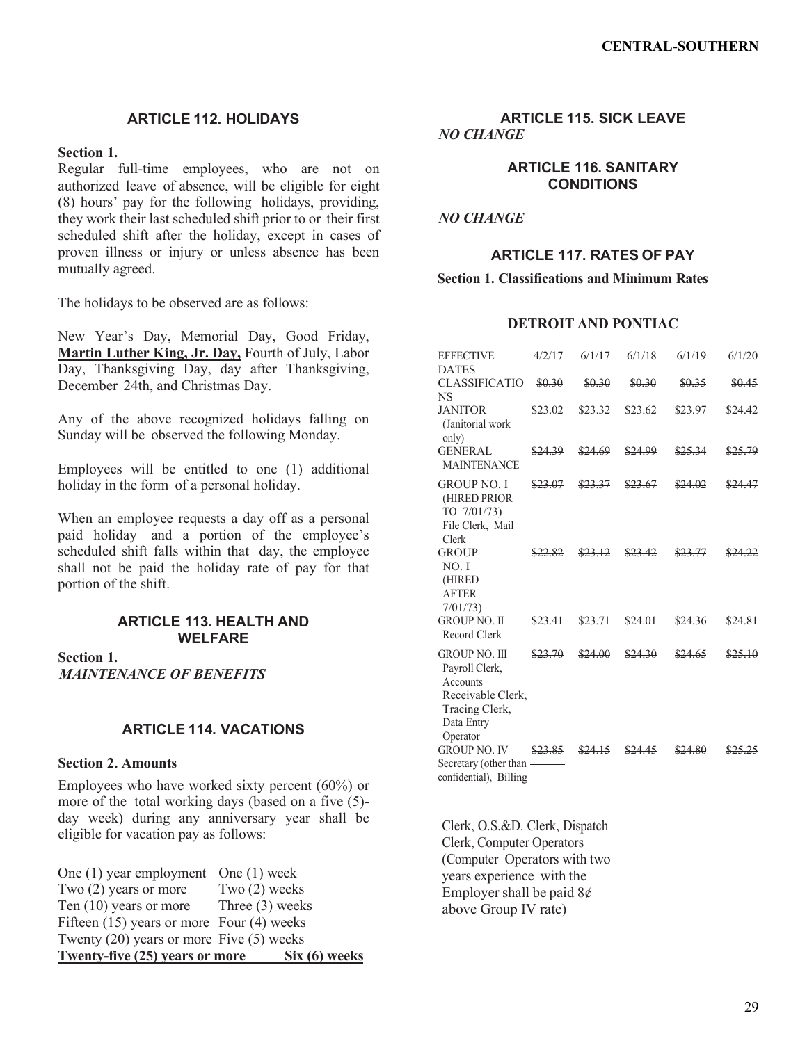## ARTICLE 112. HOLIDAYS

**Section 1.**

Regular full-time employees, who are not on authorized leave of absence, will be eligible for eight (8) hours' pay for the following holidays, providing, they work their last scheduled shift prior to or their first scheduled shift after the holiday, except in cases of proven illness or injury or unless absence has been mutually agreed.

The holidays to be observed are as follows:

New Year's Day, Memorial Day, Good Friday, **Martin Luther King, Jr. Day,** Fourth of July, Labor Day, Thanksgiving Day, day after Thanksgiving, December 24th, and Christmas Day.

Any of the above recognized holidays falling on Sunday will be observed the following Monday.

Employees will be entitled to one (1) additional holiday in the form of a personal holiday.

When an employee requests a day off as a personal paid holiday and a portion of the employee's scheduled shift falls within that day, the employee shall not be paid the holiday rate of pay for that portion of the shift.

## ARTICLE 113. HEALTH AND WELFARE

**Section 1.**

***MAINTENANCE OF BENEFITS***

## ARTICLE 114. VACATIONS

**Section 2. Amounts**

Employees who have worked sixty percent (60%) or more of the total working days (based on a five (5)-day week) during any anniversary year shall be eligible for vacation pay as follows:

| | |
|---|---|
| One (1) year employment | One (1) week |
| Two (2) years or more | Two (2) weeks |
| Ten (10) years or more | Three (3) weeks |
| Fifteen (15) years or more | Four (4) weeks |
| Twenty (20) years or more | Five (5) weeks |
| **Twenty-five (25) years or more** | **Six (6) weeks** |

## ARTICLE 115. SICK LEAVE

***NO CHANGE***

## ARTICLE 116. SANITARY CONDITIONS

***NO CHANGE***

## ARTICLE 117. RATES OF PAY

**Section 1. Classifications and Minimum Rates**

### DETROIT AND PONTIAC

| EFFECTIVE DATES | ~~4/2/17~~ | ~~6/1/17~~ | ~~6/1/18~~ | ~~6/1/19~~ | ~~6/1/20~~ |
|---|---|---|---|---|---|
| CLASSIFICATIONS | ~~$0.30~~ | ~~$0.30~~ | ~~$0.30~~ | ~~$0.35~~ | ~~$0.45~~ |
| JANITOR (Janitorial work only) | ~~$23.02~~ | ~~$23.32~~ | ~~$23.62~~ | ~~$23.97~~ | ~~$24.42~~ |
| GENERAL MAINTENANCE | ~~$24.39~~ | ~~$24.69~~ | ~~$24.99~~ | ~~$25.34~~ | ~~$25.79~~ |
| GROUP NO. I (HIRED PRIOR TO 7/01/73) File Clerk, Mail Clerk | ~~$23.07~~ | ~~$23.37~~ | ~~$23.67~~ | ~~$24.02~~ | ~~$24.47~~ |
| GROUP NO. I (HIRED AFTER 7/01/73) | ~~$22.82~~ | ~~$23.12~~ | ~~$23.42~~ | ~~$23.77~~ | ~~$24.22~~ |
| GROUP NO. II Record Clerk | ~~$23.41~~ | ~~$23.71~~ | ~~$24.01~~ | ~~$24.36~~ | ~~$24.81~~ |
| GROUP NO. III Payroll Clerk, Accounts Receivable Clerk, Tracing Clerk, Data Entry Operator | ~~$23.70~~ | ~~$24.00~~ | ~~$24.30~~ | ~~$24.65~~ | ~~$25.10~~ |
| GROUP NO. IV Secretary (other than confidential), Billing Clerk, O.S.&D. Clerk, Dispatch Clerk, Computer Operators (Computer Operators with two years experience with the Employer shall be paid 8¢ above Group IV rate) | ~~$23.85~~ | ~~$24.15~~ | ~~$24.45~~ | ~~$24.80~~ | ~~$25.25~~ |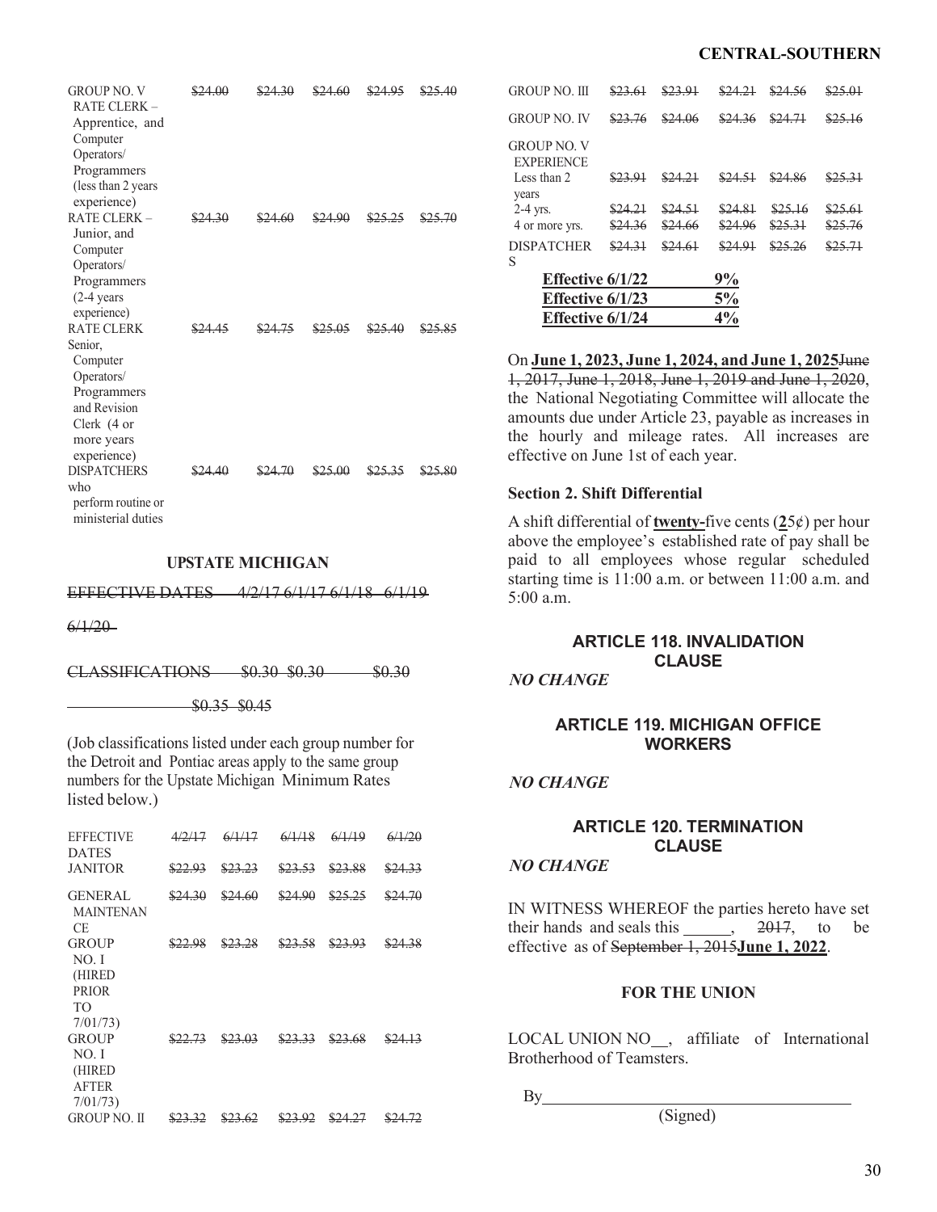| GROUP NO. V RATE CLERK – Apprentice, and Computer Operators/ Programmers (less than 2 years experience) | ~~$24.00~~ | ~~$24.30~~ | ~~$24.60~~ | ~~$24.95~~ | ~~$25.40~~ |
|---|---|---|---|---|---|
| RATE CLERK – Junior, and Computer Operators/ Programmers (2-4 years experience) | ~~$24.30~~ | ~~$24.60~~ | ~~$24.90~~ | ~~$25.25~~ | ~~$25.70~~ |
| RATE CLERK Senior, Computer Operators/ Programmers and Revision Clerk (4 or more years experience) | ~~$24.45~~ | ~~$24.75~~ | ~~$25.05~~ | ~~$25.40~~ | ~~$25.85~~ |
| DISPATCHERS who perform routine or ministerial duties | ~~$24.40~~ | ~~$24.70~~ | ~~$25.00~~ | ~~$25.35~~ | ~~$25.80~~ |

**UPSTATE MICHIGAN**

~~EFFECTIVE DATES 4/2/17 6/1/17 6/1/18 6/1/19 6/1/20~~

~~CLASSIFICATIONS $0.30 $0.30 $0.30 $0.35 $0.45~~

(Job classifications listed under each group number for the Detroit and Pontiac areas apply to the same group numbers for the Upstate Michigan Minimum Rates listed below.)

| EFFECTIVE DATES | ~~4/2/17~~ | ~~6/1/17~~ | ~~6/1/18~~ | ~~6/1/19~~ | ~~6/1/20~~ |
|---|---|---|---|---|---|
| JANITOR | ~~$22.93~~ | ~~$23.23~~ | ~~$23.53~~ | ~~$23.88~~ | ~~$24.33~~ |
| GENERAL MAINTENANCE | ~~$24.30~~ | ~~$24.60~~ | ~~$24.90~~ | ~~$25.25~~ | ~~$24.70~~ |
| GROUP NO. I (HIRED PRIOR TO 7/01/73) | ~~$22.98~~ | ~~$23.28~~ | ~~$23.58~~ | ~~$23.93~~ | ~~$24.38~~ |
| GROUP NO. I (HIRED AFTER 7/01/73) | ~~$22.73~~ | ~~$23.03~~ | ~~$23.33~~ | ~~$23.68~~ | ~~$24.13~~ |
| GROUP NO. II | ~~$23.32~~ | ~~$23.62~~ | ~~$23.92~~ | ~~$24.27~~ | ~~$24.72~~ |
| GROUP NO. III | ~~$23.61~~ | ~~$23.91~~ | ~~$24.21~~ | ~~$24.56~~ | ~~$25.01~~ |
| GROUP NO. IV | ~~$23.76~~ | ~~$24.06~~ | ~~$24.36~~ | ~~$24.71~~ | ~~$25.16~~ |
| GROUP NO. V EXPERIENCE Less than 2 years | ~~$23.91~~ | ~~$24.21~~ | ~~$24.51~~ | ~~$24.86~~ | ~~$25.31~~ |
| 2-4 yrs. | ~~$24.21~~ | ~~$24.51~~ | ~~$24.81~~ | ~~$25.16~~ | ~~$25.61~~ |
| 4 or more yrs. | ~~$24.36~~ | ~~$24.66~~ | ~~$24.96~~ | ~~$25.31~~ | ~~$25.76~~ |
| DISPATCHERS | ~~$24.31~~ | ~~$24.61~~ | ~~$24.91~~ | ~~$25.26~~ | ~~$25.71~~ |

| | |
|---|---|
| **Effective 6/1/22** | **9%** |
| **Effective 6/1/23** | **5%** |
| **Effective 6/1/24** | **4%** |

On **June 1, 2023, June 1, 2024, and June 1, 2025**~~June 1, 2017, June 1, 2018, June 1, 2019 and June 1, 2020~~, the National Negotiating Committee will allocate the amounts due under Article 23, payable as increases in the hourly and mileage rates. All increases are effective on June 1st of each year.

**Section 2. Shift Differential**

A shift differential of **twenty-**five cents (**2**5¢) per hour above the employee's established rate of pay shall be paid to all employees whose regular scheduled starting time is 11:00 a.m. or between 11:00 a.m. and 5:00 a.m.

## ARTICLE 118. INVALIDATION CLAUSE

*NO CHANGE*

## ARTICLE 119. MICHIGAN OFFICE WORKERS

*NO CHANGE*

## ARTICLE 120. TERMINATION CLAUSE

*NO CHANGE*

IN WITNESS WHEREOF the parties hereto have set their hands and seals this ______, ~~2017~~, to be effective as of ~~September 1, 2015~~**June 1, 2022**.

**FOR THE UNION**

LOCAL UNION NO__, affiliate of International Brotherhood of Teamsters.

By______________________________________

(Signed)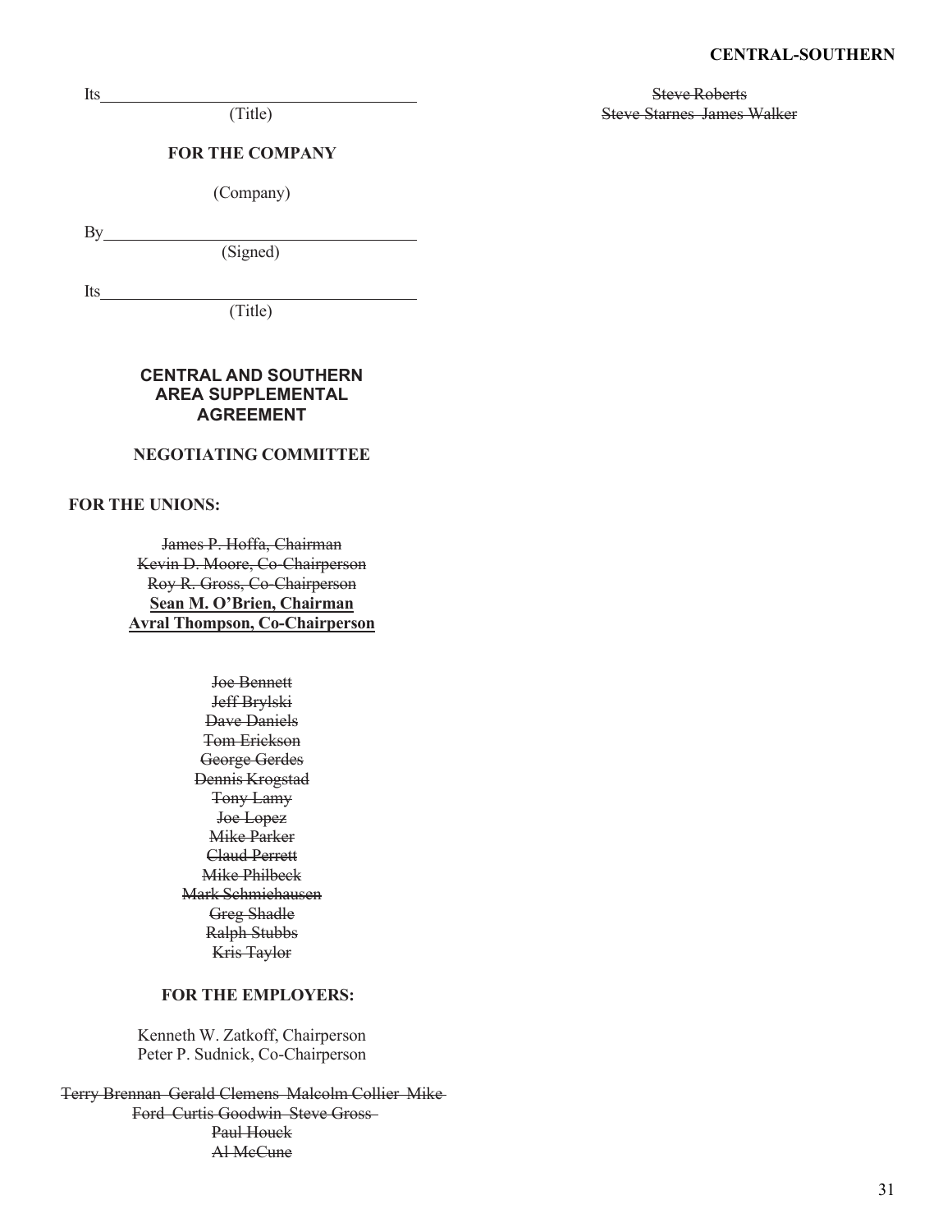Its______________________________________
(Title)

**FOR THE COMPANY**

(Company)

By______________________________________
(Signed)

Its______________________________________
(Title)

**CENTRAL AND SOUTHERN AREA SUPPLEMENTAL AGREEMENT**

**NEGOTIATING COMMITTEE**

**FOR THE UNIONS:**

~~James P. Hoffa, Chairman~~
~~Kevin D. Moore, Co-Chairperson~~
~~Roy R. Gross, Co-Chairperson~~
**<u>Sean M. O'Brien, Chairman</u>**
**<u>Avral Thompson, Co-Chairperson</u>**

~~Joe Bennett~~
~~Jeff Brylski~~
~~Dave Daniels~~
~~Tom Erickson~~
~~George Gerdes~~
~~Dennis Krogstad~~
~~Tony Lamy~~
~~Joe Lopez~~
~~Mike Parker~~
~~Claud Perrett~~
~~Mike Philbeck~~
~~Mark Schmiehausen~~
~~Greg Shadle~~
~~Ralph Stubbs~~
~~Kris Taylor~~

**FOR THE EMPLOYERS:**

Kenneth W. Zatkoff, Chairperson
Peter P. Sudnick, Co-Chairperson

~~Terry Brennan Gerald Clemens Malcolm Collier Mike Ford Curtis Goodwin Steve Gross~~
~~Paul Houck~~
~~Al McCune~~
~~Steve Roberts~~
~~Steve Starnes James Walker~~